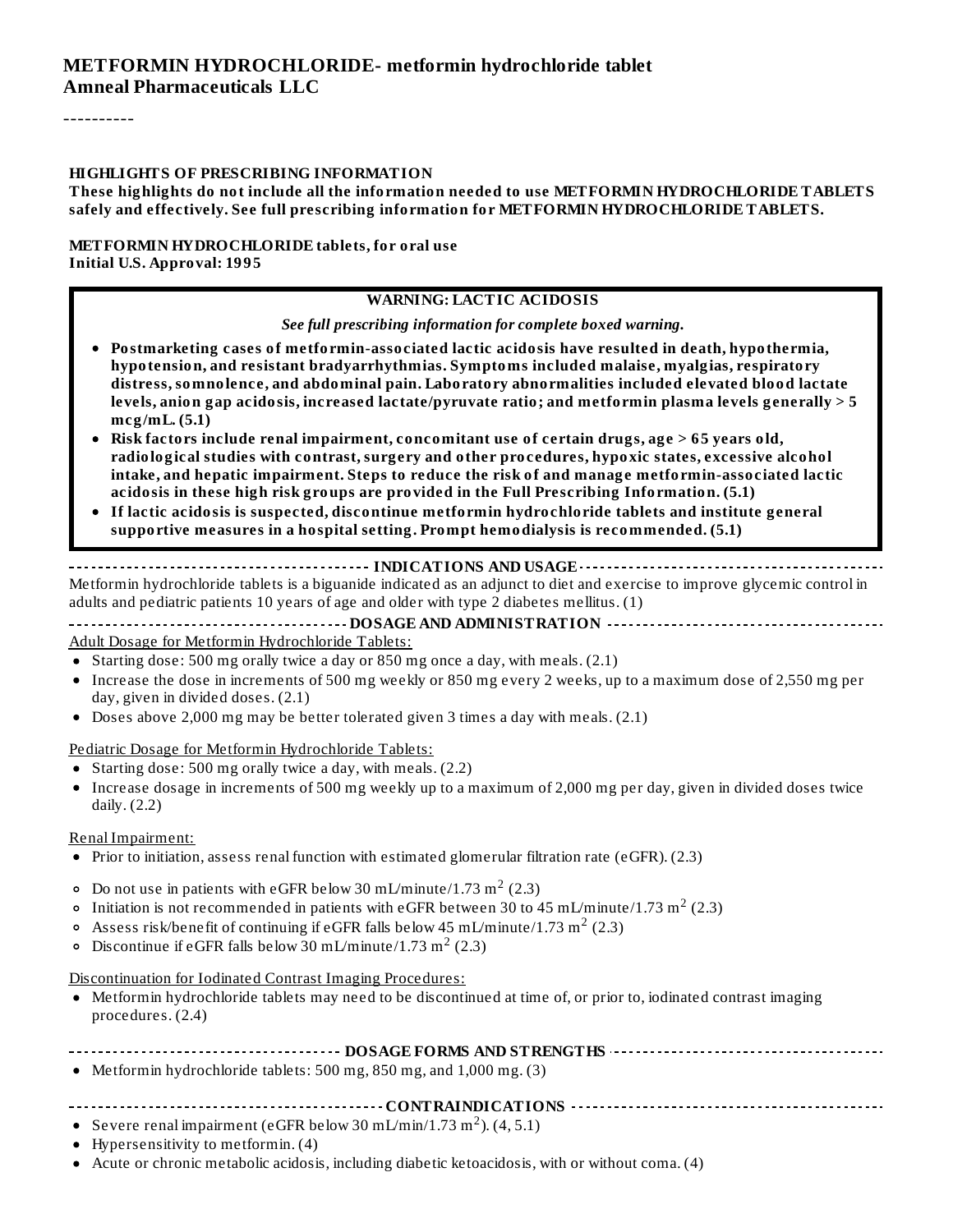# METFORMIN HYDROCHLORIDE- metformin hydrochloride tablet
**Amneal Pharmaceuticals LLC**

----------

**HIGHLIGHTS OF PRESCRIBING INFORMATION**
**These highlights do not include all the information needed to use METFORMIN HYDROCHLORIDE TABLETS safely and effectively. See full prescribing information for METFORMIN HYDROCHLORIDE TABLETS.**

**METFORMIN HYDROCHLORIDE tablets, for oral use**
**Initial U.S. Approval: 1995**

**WARNING: LACTIC ACIDOSIS**

***See full prescribing information for complete boxed warning.***

- **Postmarketing cases of metformin-associated lactic acidosis have resulted in death, hypothermia, hypotension, and resistant bradyarrhythmias. Symptoms included malaise, myalgias, respiratory distress, somnolence, and abdominal pain. Laboratory abnormalities included elevated blood lactate levels, anion gap acidosis, increased lactate/pyruvate ratio; and metformin plasma levels generally > 5 mcg/mL. (5.1)**
- **Risk factors include renal impairment, concomitant use of certain drugs, age > 65 years old, radiological studies with contrast, surgery and other procedures, hypoxic states, excessive alcohol intake, and hepatic impairment. Steps to reduce the risk of and manage metformin-associated lactic acidosis in these high risk groups are provided in the Full Prescribing Information. (5.1)**
- **If lactic acidosis is suspected, discontinue metformin hydrochloride tablets and institute general supportive measures in a hospital setting. Prompt hemodialysis is recommended. (5.1)**

**INDICATIONS AND USAGE**

Metformin hydrochloride tablets is a biguanide indicated as an adjunct to diet and exercise to improve glycemic control in adults and pediatric patients 10 years of age and older with type 2 diabetes mellitus. (1)

**DOSAGE AND ADMINISTRATION**

Adult Dosage for Metformin Hydrochloride Tablets:

- Starting dose: 500 mg orally twice a day or 850 mg once a day, with meals. (2.1)
- Increase the dose in increments of 500 mg weekly or 850 mg every 2 weeks, up to a maximum dose of 2,550 mg per day, given in divided doses. (2.1)
- Doses above 2,000 mg may be better tolerated given 3 times a day with meals. (2.1)

Pediatric Dosage for Metformin Hydrochloride Tablets:

- Starting dose: 500 mg orally twice a day, with meals. (2.2)
- Increase dosage in increments of 500 mg weekly up to a maximum of 2,000 mg per day, given in divided doses twice daily. (2.2)

Renal Impairment:

- Prior to initiation, assess renal function with estimated glomerular filtration rate (eGFR). (2.3)
  - Do not use in patients with eGFR below 30 mL/minute/1.73 $m^2$ (2.3)
  - Initiation is not recommended in patients with eGFR between 30 to 45 mL/minute/1.73 $m^2$ (2.3)
  - Assess risk/benefit of continuing if eGFR falls below 45 mL/minute/1.73 $m^2$ (2.3)
  - Discontinue if eGFR falls below 30 mL/minute/1.73 $m^2$ (2.3)

Discontinuation for Iodinated Contrast Imaging Procedures:

- Metformin hydrochloride tablets may need to be discontinued at time of, or prior to, iodinated contrast imaging procedures. (2.4)

**DOSAGE FORMS AND STRENGTHS**

- Metformin hydrochloride tablets: 500 mg, 850 mg, and 1,000 mg. (3)

**CONTRAINDICATIONS**

- Severe renal impairment (eGFR below 30 mL/min/1.73 $m^2$). (4, 5.1)
- Hypersensitivity to metformin. (4)
- Acute or chronic metabolic acidosis, including diabetic ketoacidosis, with or without coma. (4)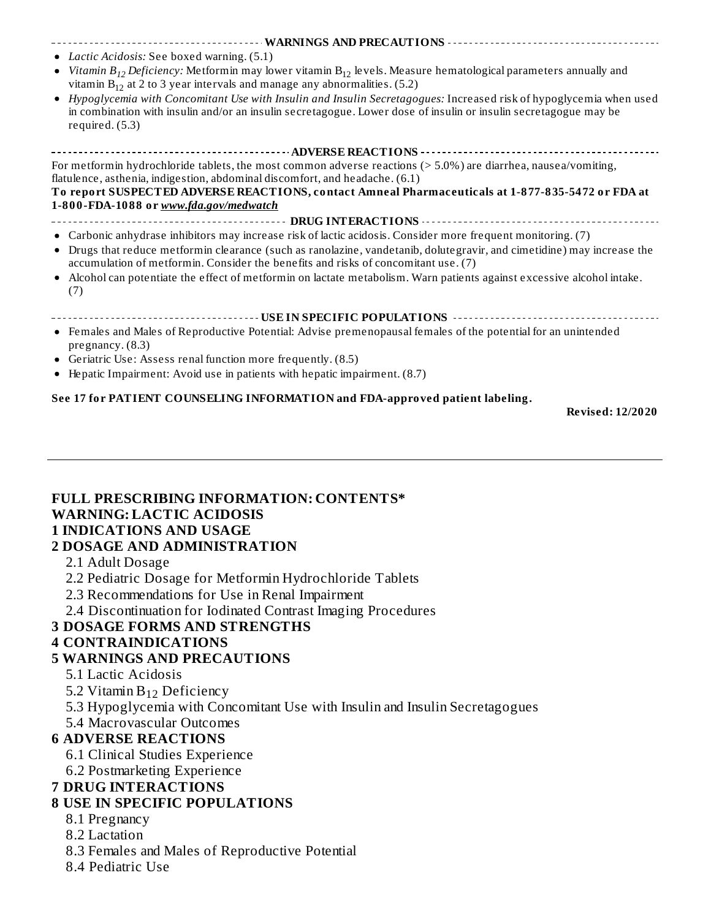## WARNINGS AND PRECAUTIONS

- *Lactic Acidosis:* See boxed warning. (5.1)
- *Vitamin $B_{12}$ Deficiency:* Metformin may lower vitamin $B_{12}$ levels. Measure hematological parameters annually and vitamin $B_{12}$ at 2 to 3 year intervals and manage any abnormalities. (5.2)
- *Hypoglycemia with Concomitant Use with Insulin and Insulin Secretagogues:* Increased risk of hypoglycemia when used in combination with insulin and/or an insulin secretagogue. Lower dose of insulin or insulin secretagogue may be required. (5.3)

## ADVERSE REACTIONS

For metformin hydrochloride tablets, the most common adverse reactions (> 5.0%) are diarrhea, nausea/vomiting, flatulence, asthenia, indigestion, abdominal discomfort, and headache. (6.1)

**To report SUSPECTED ADVERSE REACTIONS, contact Amneal Pharmaceuticals at 1-877-835-5472 or FDA at 1-800-FDA-1088 or *www.fda.gov/medwatch***

## DRUG INTERACTIONS

- Carbonic anhydrase inhibitors may increase risk of lactic acidosis. Consider more frequent monitoring. (7)
- Drugs that reduce metformin clearance (such as ranolazine, vandetanib, dolutegravir, and cimetidine) may increase the accumulation of metformin. Consider the benefits and risks of concomitant use. (7)
- Alcohol can potentiate the effect of metformin on lactate metabolism. Warn patients against excessive alcohol intake. (7)

## USE IN SPECIFIC POPULATIONS

- Females and Males of Reproductive Potential: Advise premenopausal females of the potential for an unintended pregnancy. (8.3)
- Geriatric Use: Assess renal function more frequently. (8.5)
- Hepatic Impairment: Avoid use in patients with hepatic impairment. (8.7)

**See 17 for PATIENT COUNSELING INFORMATION and FDA-approved patient labeling.**

**Revised: 12/2020**

---

## FULL PRESCRIBING INFORMATION: CONTENTS*

**WARNING: LACTIC ACIDOSIS**

**1 INDICATIONS AND USAGE**

**2 DOSAGE AND ADMINISTRATION**

- 2.1 Adult Dosage
- 2.2 Pediatric Dosage for Metformin Hydrochloride Tablets
- 2.3 Recommendations for Use in Renal Impairment
- 2.4 Discontinuation for Iodinated Contrast Imaging Procedures

**3 DOSAGE FORMS AND STRENGTHS**

**4 CONTRAINDICATIONS**

**5 WARNINGS AND PRECAUTIONS**

- 5.1 Lactic Acidosis
- 5.2 Vitamin $B_{12}$ Deficiency
- 5.3 Hypoglycemia with Concomitant Use with Insulin and Insulin Secretagogues
- 5.4 Macrovascular Outcomes

**6 ADVERSE REACTIONS**

- 6.1 Clinical Studies Experience
- 6.2 Postmarketing Experience

**7 DRUG INTERACTIONS**

**8 USE IN SPECIFIC POPULATIONS**

- 8.1 Pregnancy
- 8.2 Lactation
- 8.3 Females and Males of Reproductive Potential
- 8.4 Pediatric Use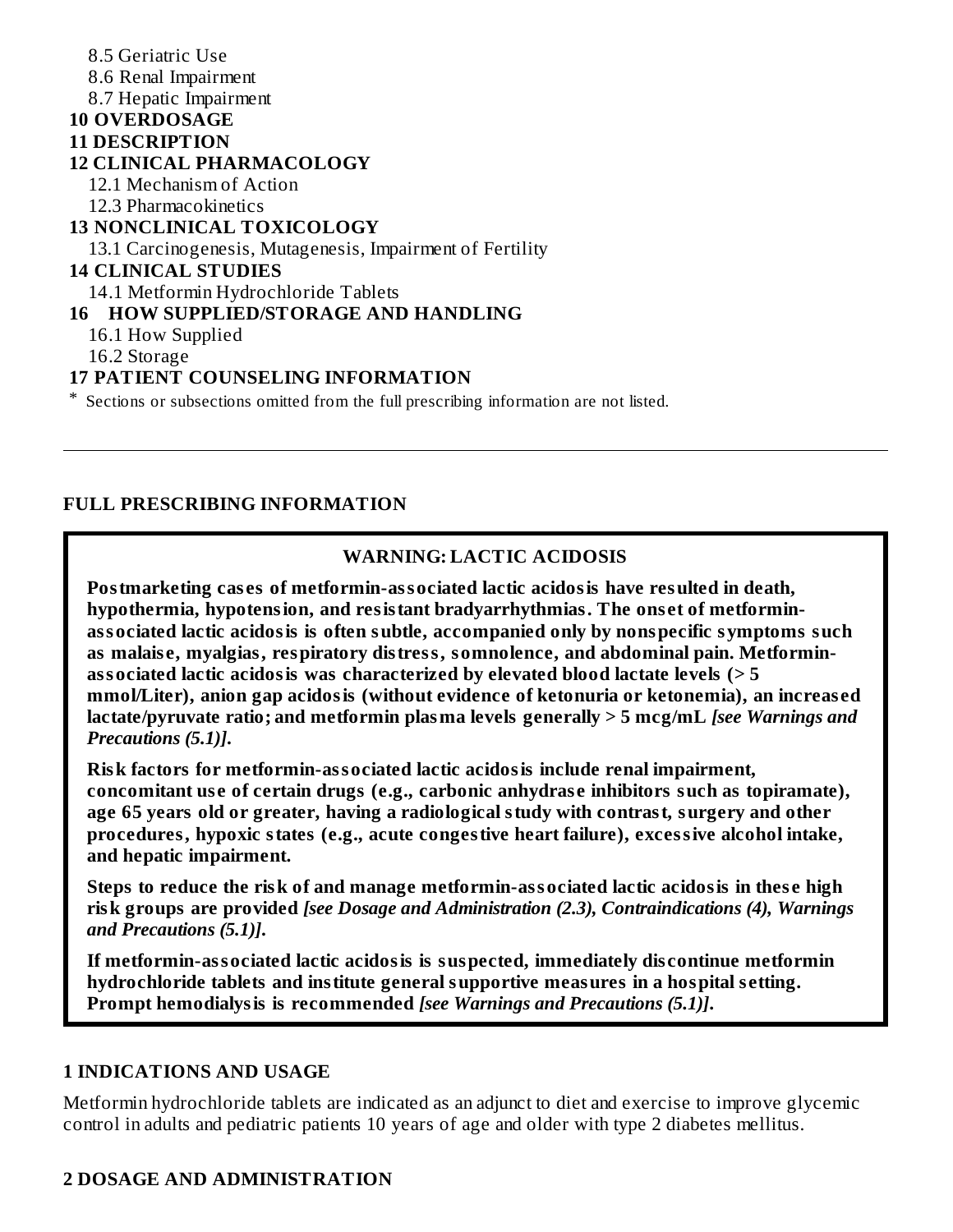8.5 Geriatric Use
8.6 Renal Impairment
8.7 Hepatic Impairment

**10 OVERDOSAGE**

**11 DESCRIPTION**

**12 CLINICAL PHARMACOLOGY**

12.1 Mechanism of Action
12.3 Pharmacokinetics

**13 NONCLINICAL TOXICOLOGY**

13.1 Carcinogenesis, Mutagenesis, Impairment of Fertility

**14 CLINICAL STUDIES**

14.1 Metformin Hydrochloride Tablets

**16 HOW SUPPLIED/STORAGE AND HANDLING**

16.1 How Supplied
16.2 Storage

**17 PATIENT COUNSELING INFORMATION**

* Sections or subsections omitted from the full prescribing information are not listed.

---

## FULL PRESCRIBING INFORMATION

### WARNING: LACTIC ACIDOSIS

**Postmarketing cases of metformin-associated lactic acidosis have resulted in death, hypothermia, hypotension, and resistant bradyarrhythmias. The onset of metformin-associated lactic acidosis is often subtle, accompanied only by nonspecific symptoms such as malaise, myalgias, respiratory distress, somnolence, and abdominal pain. Metformin-associated lactic acidosis was characterized by elevated blood lactate levels (> 5 mmol/Liter), anion gap acidosis (without evidence of ketonuria or ketonemia), an increased lactate/pyruvate ratio; and metformin plasma levels generally > 5 mcg/mL** ***[see Warnings and Precautions (5.1)].***

**Risk factors for metformin-associated lactic acidosis include renal impairment, concomitant use of certain drugs (e.g., carbonic anhydrase inhibitors such as topiramate), age 65 years old or greater, having a radiological study with contrast, surgery and other procedures, hypoxic states (e.g., acute congestive heart failure), excessive alcohol intake, and hepatic impairment.**

**Steps to reduce the risk of and manage metformin-associated lactic acidosis in these high risk groups are provided** ***[see Dosage and Administration (2.3), Contraindications (4), Warnings and Precautions (5.1)].***

**If metformin-associated lactic acidosis is suspected, immediately discontinue metformin hydrochloride tablets and institute general supportive measures in a hospital setting. Prompt hemodialysis is recommended** ***[see Warnings and Precautions (5.1)].***

## 1 INDICATIONS AND USAGE

Metformin hydrochloride tablets are indicated as an adjunct to diet and exercise to improve glycemic control in adults and pediatric patients 10 years of age and older with type 2 diabetes mellitus.

## 2 DOSAGE AND ADMINISTRATION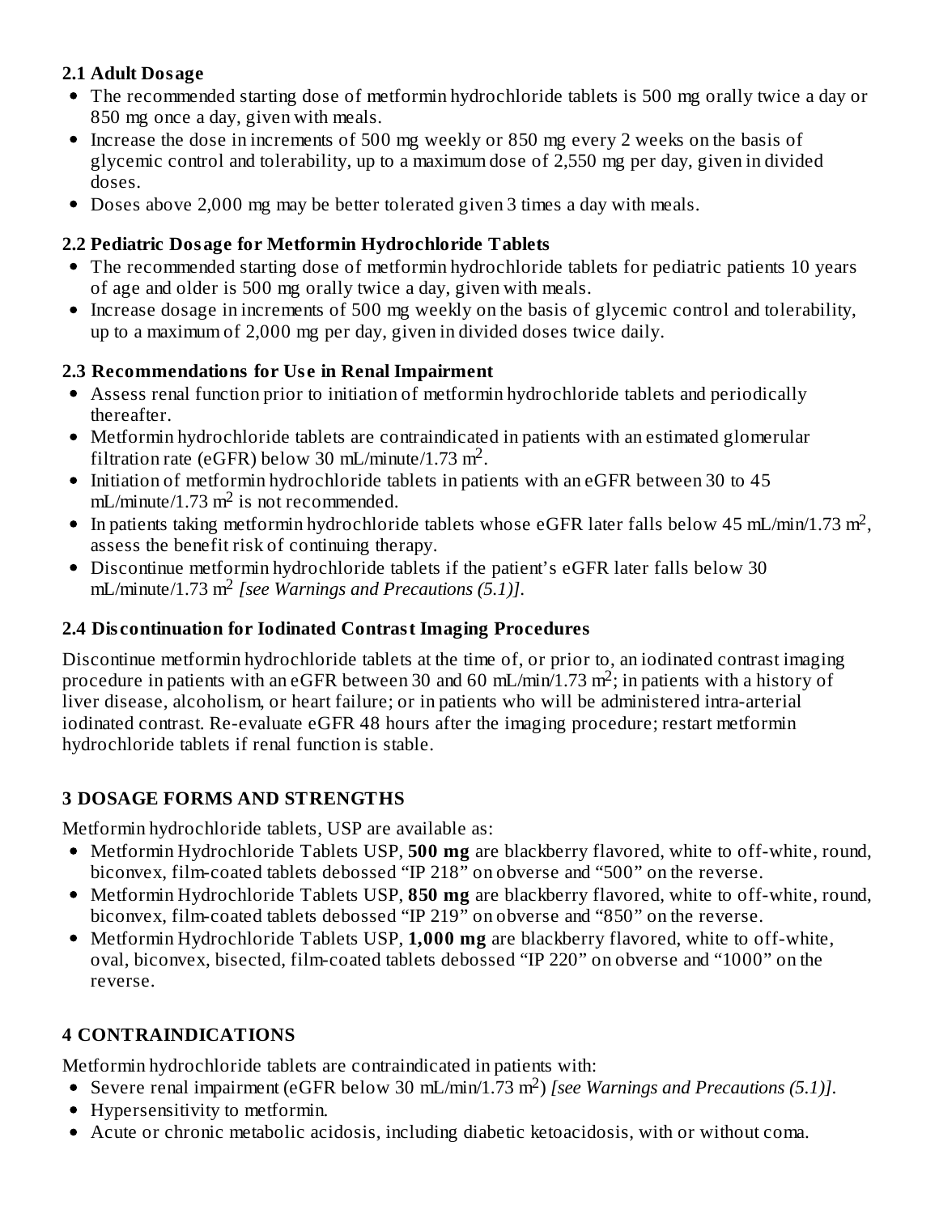### 2.1 Adult Dosage

- The recommended starting dose of metformin hydrochloride tablets is 500 mg orally twice a day or 850 mg once a day, given with meals.
- Increase the dose in increments of 500 mg weekly or 850 mg every 2 weeks on the basis of glycemic control and tolerability, up to a maximum dose of 2,550 mg per day, given in divided doses.
- Doses above 2,000 mg may be better tolerated given 3 times a day with meals.

### 2.2 Pediatric Dosage for Metformin Hydrochloride Tablets

- The recommended starting dose of metformin hydrochloride tablets for pediatric patients 10 years of age and older is 500 mg orally twice a day, given with meals.
- Increase dosage in increments of 500 mg weekly on the basis of glycemic control and tolerability, up to a maximum of 2,000 mg per day, given in divided doses twice daily.

### 2.3 Recommendations for Use in Renal Impairment

- Assess renal function prior to initiation of metformin hydrochloride tablets and periodically thereafter.
- Metformin hydrochloride tablets are contraindicated in patients with an estimated glomerular filtration rate (eGFR) below 30 mL/minute/1.73 $m^2$.
- Initiation of metformin hydrochloride tablets in patients with an eGFR between 30 to 45 mL/minute/1.73 $m^2$ is not recommended.
- In patients taking metformin hydrochloride tablets whose eGFR later falls below 45 mL/min/1.73 $m^2$, assess the benefit risk of continuing therapy.
- Discontinue metformin hydrochloride tablets if the patient's eGFR later falls below 30 mL/minute/1.73 $m^2$ *[see Warnings and Precautions (5.1)]*.

### 2.4 Discontinuation for Iodinated Contrast Imaging Procedures

Discontinue metformin hydrochloride tablets at the time of, or prior to, an iodinated contrast imaging procedure in patients with an eGFR between 30 and 60 mL/min/1.73 $m^2$; in patients with a history of liver disease, alcoholism, or heart failure; or in patients who will be administered intra-arterial iodinated contrast. Re-evaluate eGFR 48 hours after the imaging procedure; restart metformin hydrochloride tablets if renal function is stable.

## 3 DOSAGE FORMS AND STRENGTHS

Metformin hydrochloride tablets, USP are available as:

- Metformin Hydrochloride Tablets USP, **500 mg** are blackberry flavored, white to off-white, round, biconvex, film-coated tablets debossed "IP 218" on obverse and "500" on the reverse.
- Metformin Hydrochloride Tablets USP, **850 mg** are blackberry flavored, white to off-white, round, biconvex, film-coated tablets debossed "IP 219" on obverse and "850" on the reverse.
- Metformin Hydrochloride Tablets USP, **1,000 mg** are blackberry flavored, white to off-white, oval, biconvex, bisected, film-coated tablets debossed "IP 220" on obverse and "1000" on the reverse.

## 4 CONTRAINDICATIONS

Metformin hydrochloride tablets are contraindicated in patients with:

- Severe renal impairment (eGFR below 30 mL/min/1.73 $m^2$) *[see Warnings and Precautions (5.1)]*.
- Hypersensitivity to metformin.
- Acute or chronic metabolic acidosis, including diabetic ketoacidosis, with or without coma.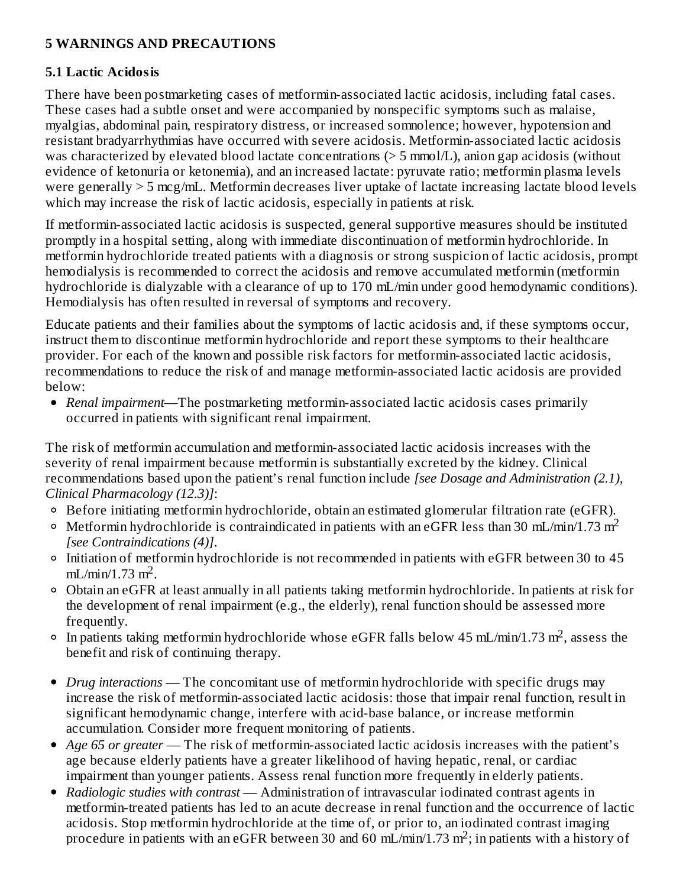## 5 WARNINGS AND PRECAUTIONS

### 5.1 Lactic Acidosis

There have been postmarketing cases of metformin-associated lactic acidosis, including fatal cases. These cases had a subtle onset and were accompanied by nonspecific symptoms such as malaise, myalgias, abdominal pain, respiratory distress, or increased somnolence; however, hypotension and resistant bradyarrhythmias have occurred with severe acidosis. Metformin-associated lactic acidosis was characterized by elevated blood lactate concentrations (> 5 mmol/L), anion gap acidosis (without evidence of ketonuria or ketonemia), and an increased lactate: pyruvate ratio; metformin plasma levels were generally > 5 mcg/mL. Metformin decreases liver uptake of lactate increasing lactate blood levels which may increase the risk of lactic acidosis, especially in patients at risk.

If metformin-associated lactic acidosis is suspected, general supportive measures should be instituted promptly in a hospital setting, along with immediate discontinuation of metformin hydrochloride. In metformin hydrochloride treated patients with a diagnosis or strong suspicion of lactic acidosis, prompt hemodialysis is recommended to correct the acidosis and remove accumulated metformin (metformin hydrochloride is dialyzable with a clearance of up to 170 mL/min under good hemodynamic conditions). Hemodialysis has often resulted in reversal of symptoms and recovery.

Educate patients and their families about the symptoms of lactic acidosis and, if these symptoms occur, instruct them to discontinue metformin hydrochloride and report these symptoms to their healthcare provider. For each of the known and possible risk factors for metformin-associated lactic acidosis, recommendations to reduce the risk of and manage metformin-associated lactic acidosis are provided below:

- *Renal impairment*—The postmarketing metformin-associated lactic acidosis cases primarily occurred in patients with significant renal impairment.

The risk of metformin accumulation and metformin-associated lactic acidosis increases with the severity of renal impairment because metformin is substantially excreted by the kidney. Clinical recommendations based upon the patient's renal function include *[see Dosage and Administration (2.1), Clinical Pharmacology (12.3)]*:

- Before initiating metformin hydrochloride, obtain an estimated glomerular filtration rate (eGFR).
- Metformin hydrochloride is contraindicated in patients with an eGFR less than 30 mL/min/1.73 $m^2$ *[see Contraindications (4)]*.
- Initiation of metformin hydrochloride is not recommended in patients with eGFR between 30 to 45 mL/min/1.73 $m^2$.
- Obtain an eGFR at least annually in all patients taking metformin hydrochloride. In patients at risk for the development of renal impairment (e.g., the elderly), renal function should be assessed more frequently.
- In patients taking metformin hydrochloride whose eGFR falls below 45 mL/min/1.73 $m^2$, assess the benefit and risk of continuing therapy.

- *Drug interactions* — The concomitant use of metformin hydrochloride with specific drugs may increase the risk of metformin-associated lactic acidosis: those that impair renal function, result in significant hemodynamic change, interfere with acid-base balance, or increase metformin accumulation. Consider more frequent monitoring of patients.
- *Age 65 or greater* — The risk of metformin-associated lactic acidosis increases with the patient's age because elderly patients have a greater likelihood of having hepatic, renal, or cardiac impairment than younger patients. Assess renal function more frequently in elderly patients.
- *Radiologic studies with contrast* — Administration of intravascular iodinated contrast agents in metformin-treated patients has led to an acute decrease in renal function and the occurrence of lactic acidosis. Stop metformin hydrochloride at the time of, or prior to, an iodinated contrast imaging procedure in patients with an eGFR between 30 and 60 mL/min/1.73 $m^2$; in patients with a history of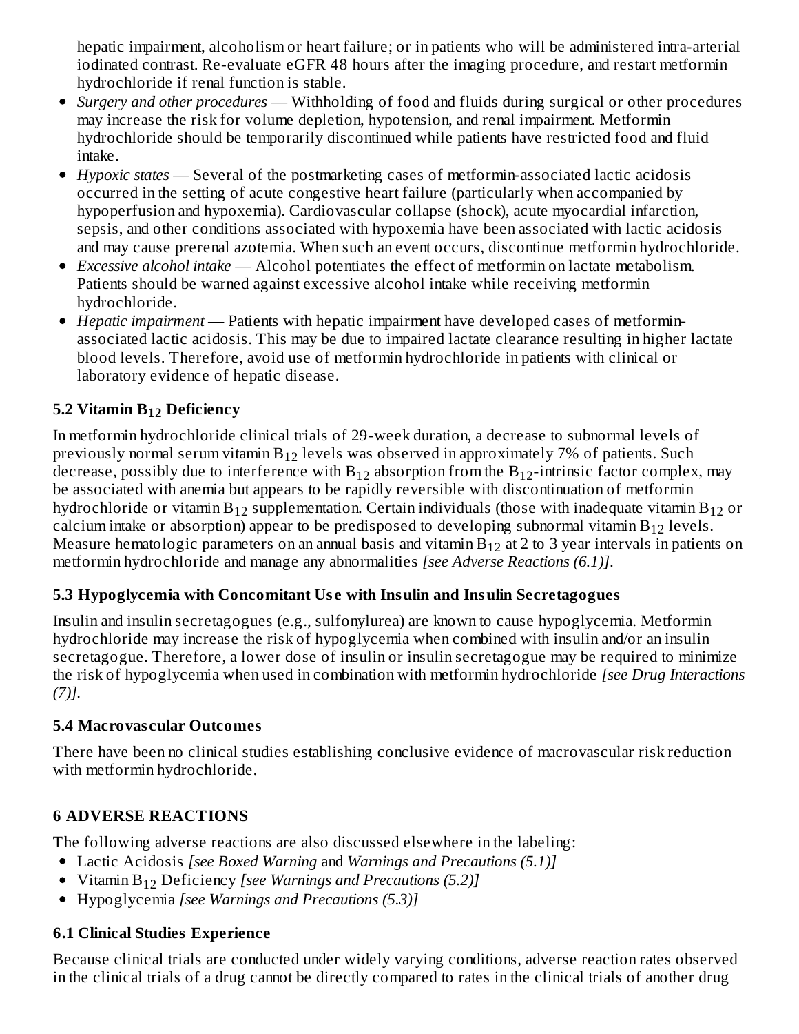hepatic impairment, alcoholism or heart failure; or in patients who will be administered intra-arterial iodinated contrast. Re-evaluate eGFR 48 hours after the imaging procedure, and restart metformin hydrochloride if renal function is stable.

- *Surgery and other procedures* — Withholding of food and fluids during surgical or other procedures may increase the risk for volume depletion, hypotension, and renal impairment. Metformin hydrochloride should be temporarily discontinued while patients have restricted food and fluid intake.
- *Hypoxic states* — Several of the postmarketing cases of metformin-associated lactic acidosis occurred in the setting of acute congestive heart failure (particularly when accompanied by hypoperfusion and hypoxemia). Cardiovascular collapse (shock), acute myocardial infarction, sepsis, and other conditions associated with hypoxemia have been associated with lactic acidosis and may cause prerenal azotemia. When such an event occurs, discontinue metformin hydrochloride.
- *Excessive alcohol intake* — Alcohol potentiates the effect of metformin on lactate metabolism. Patients should be warned against excessive alcohol intake while receiving metformin hydrochloride.
- *Hepatic impairment* — Patients with hepatic impairment have developed cases of metformin-associated lactic acidosis. This may be due to impaired lactate clearance resulting in higher lactate blood levels. Therefore, avoid use of metformin hydrochloride in patients with clinical or laboratory evidence of hepatic disease.

### 5.2 Vitamin $B_{12}$ Deficiency

In metformin hydrochloride clinical trials of 29-week duration, a decrease to subnormal levels of previously normal serum vitamin $B_{12}$ levels was observed in approximately 7% of patients. Such decrease, possibly due to interference with $B_{12}$ absorption from the $B_{12}$-intrinsic factor complex, may be associated with anemia but appears to be rapidly reversible with discontinuation of metformin hydrochloride or vitamin $B_{12}$ supplementation. Certain individuals (those with inadequate vitamin $B_{12}$ or calcium intake or absorption) appear to be predisposed to developing subnormal vitamin $B_{12}$ levels. Measure hematologic parameters on an annual basis and vitamin $B_{12}$ at 2 to 3 year intervals in patients on metformin hydrochloride and manage any abnormalities *[see Adverse Reactions (6.1)]*.

### 5.3 Hypoglycemia with Concomitant Use with Insulin and Insulin Secretagogues

Insulin and insulin secretagogues (e.g., sulfonylurea) are known to cause hypoglycemia. Metformin hydrochloride may increase the risk of hypoglycemia when combined with insulin and/or an insulin secretagogue. Therefore, a lower dose of insulin or insulin secretagogue may be required to minimize the risk of hypoglycemia when used in combination with metformin hydrochloride *[see Drug Interactions (7)]*.

### 5.4 Macrovascular Outcomes

There have been no clinical studies establishing conclusive evidence of macrovascular risk reduction with metformin hydrochloride.

## 6 ADVERSE REACTIONS

The following adverse reactions are also discussed elsewhere in the labeling:

- Lactic Acidosis *[see Boxed Warning* and *Warnings and Precautions (5.1)]*
- Vitamin $B_{12}$ Deficiency *[see Warnings and Precautions (5.2)]*
- Hypoglycemia *[see Warnings and Precautions (5.3)]*

### 6.1 Clinical Studies Experience

Because clinical trials are conducted under widely varying conditions, adverse reaction rates observed in the clinical trials of a drug cannot be directly compared to rates in the clinical trials of another drug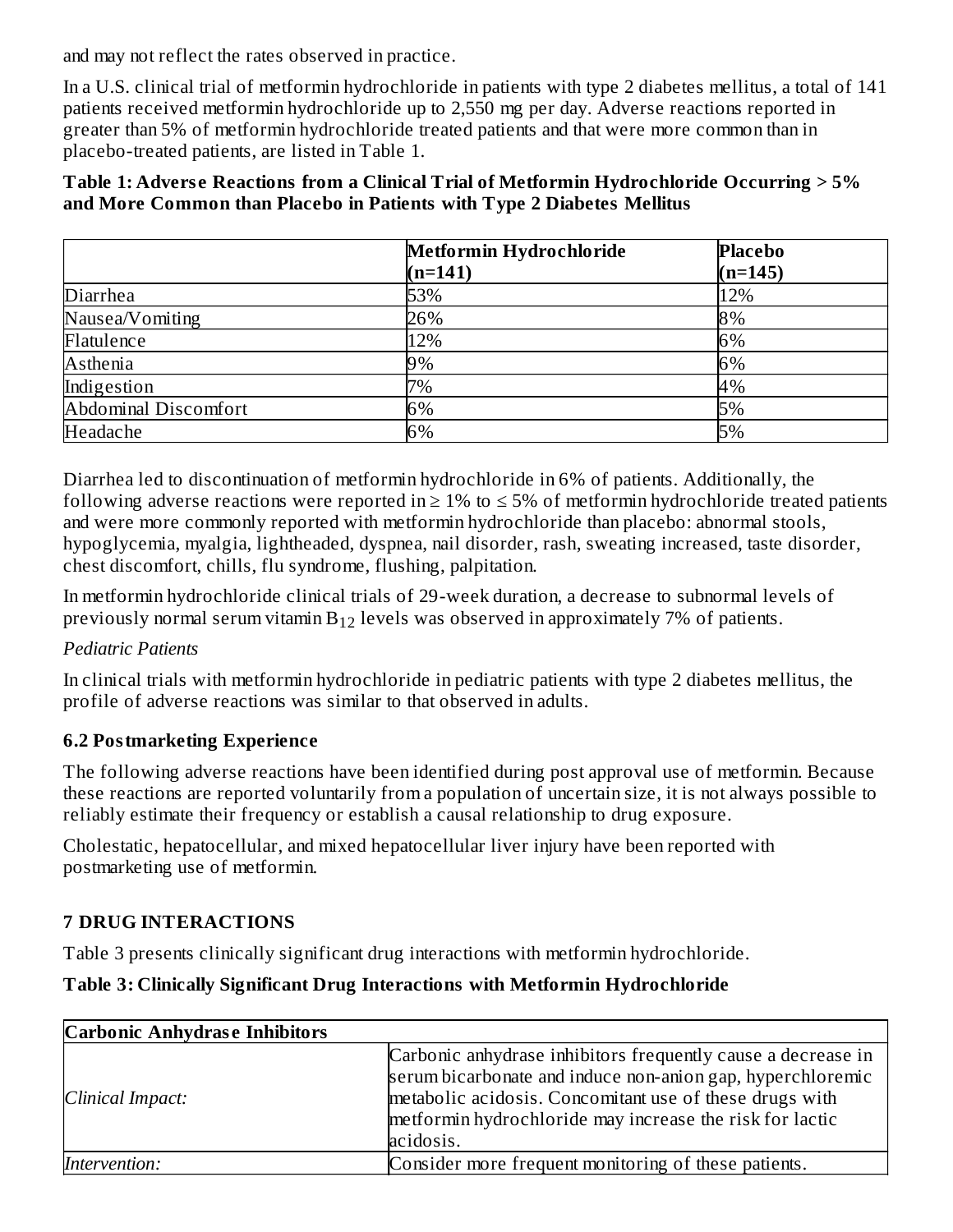and may not reflect the rates observed in practice.

In a U.S. clinical trial of metformin hydrochloride in patients with type 2 diabetes mellitus, a total of 141 patients received metformin hydrochloride up to 2,550 mg per day. Adverse reactions reported in greater than 5% of metformin hydrochloride treated patients and that were more common than in placebo-treated patients, are listed in Table 1.

**Table 1: Adverse Reactions from a Clinical Trial of Metformin Hydrochloride Occurring > 5% and More Common than Placebo in Patients with Type 2 Diabetes Mellitus**

| | Metformin Hydrochloride (n=141) | Placebo (n=145) |
|---|---|---|
| Diarrhea | 53% | 12% |
| Nausea/Vomiting | 26% | 8% |
| Flatulence | 12% | 6% |
| Asthenia | 9% | 6% |
| Indigestion | 7% | 4% |
| Abdominal Discomfort | 6% | 5% |
| Headache | 6% | 5% |

Diarrhea led to discontinuation of metformin hydrochloride in 6% of patients. Additionally, the following adverse reactions were reported in ≥ 1% to ≤ 5% of metformin hydrochloride treated patients and were more commonly reported with metformin hydrochloride than placebo: abnormal stools, hypoglycemia, myalgia, lightheaded, dyspnea, nail disorder, rash, sweating increased, taste disorder, chest discomfort, chills, flu syndrome, flushing, palpitation.

In metformin hydrochloride clinical trials of 29-week duration, a decrease to subnormal levels of previously normal serum vitamin $B_{12}$ levels was observed in approximately 7% of patients.

*Pediatric Patients*

In clinical trials with metformin hydrochloride in pediatric patients with type 2 diabetes mellitus, the profile of adverse reactions was similar to that observed in adults.

## 6.2 Postmarketing Experience

The following adverse reactions have been identified during post approval use of metformin. Because these reactions are reported voluntarily from a population of uncertain size, it is not always possible to reliably estimate their frequency or establish a causal relationship to drug exposure.

Cholestatic, hepatocellular, and mixed hepatocellular liver injury have been reported with postmarketing use of metformin.

# 7 DRUG INTERACTIONS

Table 3 presents clinically significant drug interactions with metformin hydrochloride.

**Table 3: Clinically Significant Drug Interactions with Metformin Hydrochloride**

| **Carbonic Anhydrase Inhibitors** | |
|---|---|
| *Clinical Impact:* | Carbonic anhydrase inhibitors frequently cause a decrease in serum bicarbonate and induce non-anion gap, hyperchloremic metabolic acidosis. Concomitant use of these drugs with metformin hydrochloride may increase the risk for lactic acidosis. |
| *Intervention:* | Consider more frequent monitoring of these patients. |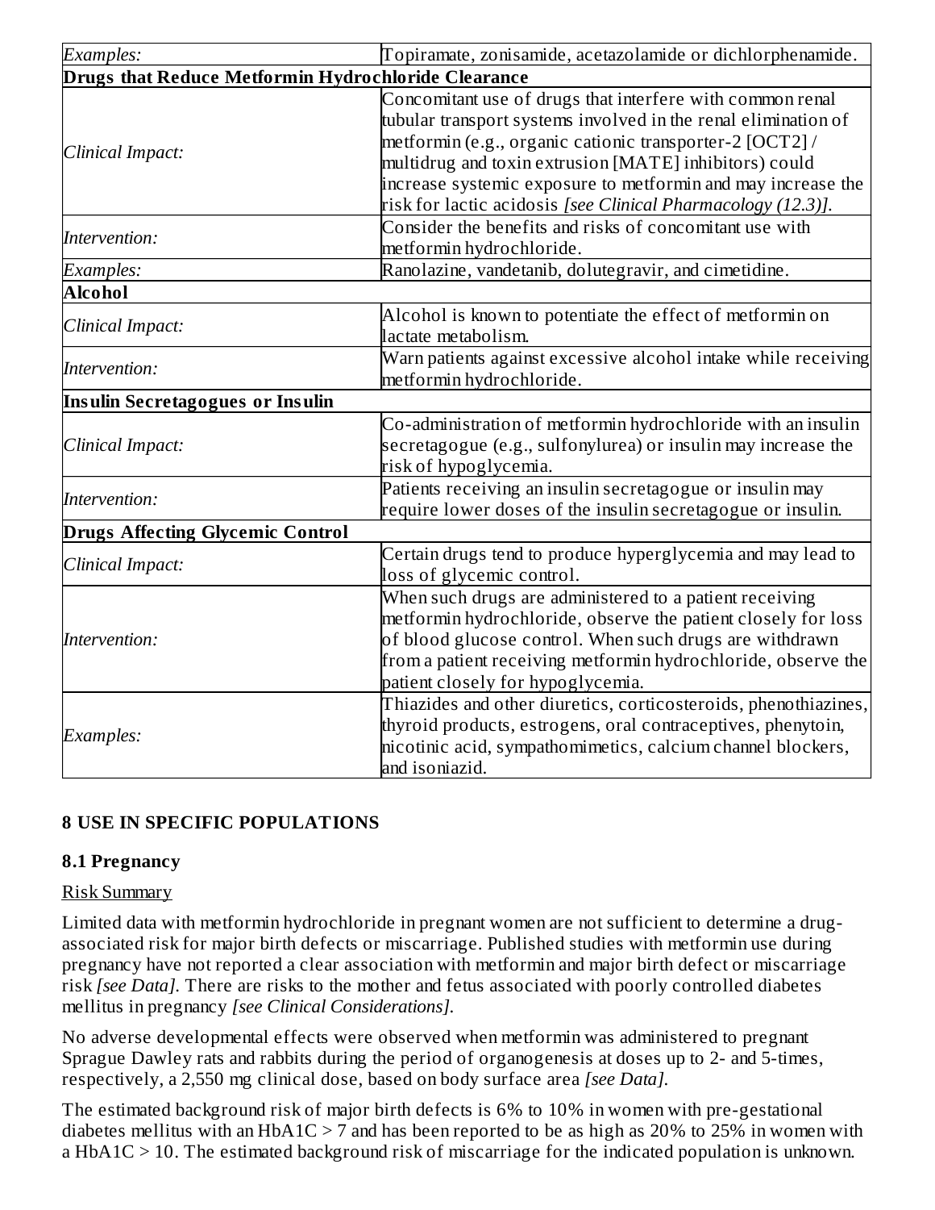| | |
|---|---|
| *Examples:* | Topiramate, zonisamide, acetazolamide or dichlorphenamide. |
| **Drugs that Reduce Metformin Hydrochloride Clearance** | |
| *Clinical Impact:* | Concomitant use of drugs that interfere with common renal tubular transport systems involved in the renal elimination of metformin (e.g., organic cationic transporter-2 [OCT2] / multidrug and toxin extrusion [MATE] inhibitors) could increase systemic exposure to metformin and may increase the risk for lactic acidosis *[see Clinical Pharmacology (12.3)].* |
| *Intervention:* | Consider the benefits and risks of concomitant use with metformin hydrochloride. |
| *Examples:* | Ranolazine, vandetanib, dolutegravir, and cimetidine. |
| **Alcohol** | |
| *Clinical Impact:* | Alcohol is known to potentiate the effect of metformin on lactate metabolism. |
| *Intervention:* | Warn patients against excessive alcohol intake while receiving metformin hydrochloride. |
| **Insulin Secretagogues or Insulin** | |
| *Clinical Impact:* | Co-administration of metformin hydrochloride with an insulin secretagogue (e.g., sulfonylurea) or insulin may increase the risk of hypoglycemia. |
| *Intervention:* | Patients receiving an insulin secretagogue or insulin may require lower doses of the insulin secretagogue or insulin. |
| **Drugs Affecting Glycemic Control** | |
| *Clinical Impact:* | Certain drugs tend to produce hyperglycemia and may lead to loss of glycemic control. |
| *Intervention:* | When such drugs are administered to a patient receiving metformin hydrochloride, observe the patient closely for loss of blood glucose control. When such drugs are withdrawn from a patient receiving metformin hydrochloride, observe the patient closely for hypoglycemia. |
| *Examples:* | Thiazides and other diuretics, corticosteroids, phenothiazines, thyroid products, estrogens, oral contraceptives, phenytoin, nicotinic acid, sympathomimetics, calcium channel blockers, and isoniazid. |

## 8 USE IN SPECIFIC POPULATIONS

### 8.1 Pregnancy

Risk Summary

Limited data with metformin hydrochloride in pregnant women are not sufficient to determine a drug-associated risk for major birth defects or miscarriage. Published studies with metformin use during pregnancy have not reported a clear association with metformin and major birth defect or miscarriage risk *[see Data].* There are risks to the mother and fetus associated with poorly controlled diabetes mellitus in pregnancy *[see Clinical Considerations].*

No adverse developmental effects were observed when metformin was administered to pregnant Sprague Dawley rats and rabbits during the period of organogenesis at doses up to 2- and 5-times, respectively, a 2,550 mg clinical dose, based on body surface area *[see Data].*

The estimated background risk of major birth defects is 6% to 10% in women with pre-gestational diabetes mellitus with an HbA1C > 7 and has been reported to be as high as 20% to 25% in women with a HbA1C > 10. The estimated background risk of miscarriage for the indicated population is unknown.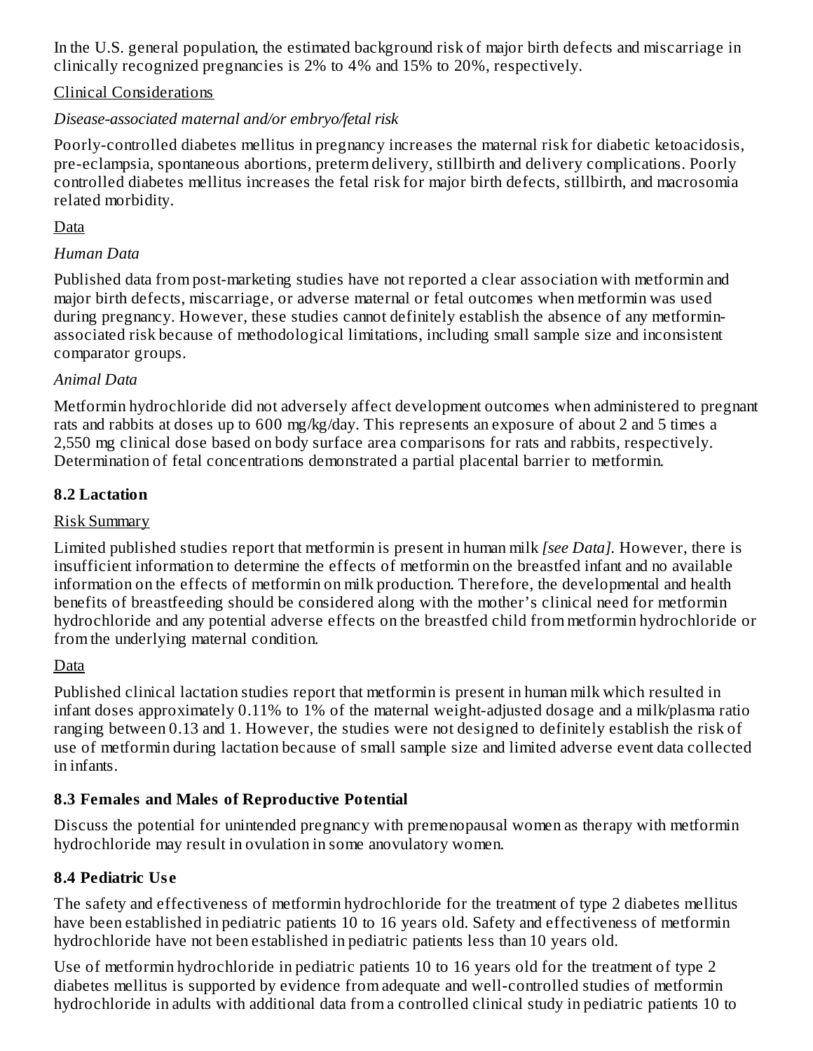In the U.S. general population, the estimated background risk of major birth defects and miscarriage in clinically recognized pregnancies is 2% to 4% and 15% to 20%, respectively.

Clinical Considerations

*Disease-associated maternal and/or embryo/fetal risk*

Poorly-controlled diabetes mellitus in pregnancy increases the maternal risk for diabetic ketoacidosis, pre-eclampsia, spontaneous abortions, preterm delivery, stillbirth and delivery complications. Poorly controlled diabetes mellitus increases the fetal risk for major birth defects, stillbirth, and macrosomia related morbidity.

Data

*Human Data*

Published data from post-marketing studies have not reported a clear association with metformin and major birth defects, miscarriage, or adverse maternal or fetal outcomes when metformin was used during pregnancy. However, these studies cannot definitely establish the absence of any metformin-associated risk because of methodological limitations, including small sample size and inconsistent comparator groups.

*Animal Data*

Metformin hydrochloride did not adversely affect development outcomes when administered to pregnant rats and rabbits at doses up to 600 mg/kg/day. This represents an exposure of about 2 and 5 times a 2,550 mg clinical dose based on body surface area comparisons for rats and rabbits, respectively. Determination of fetal concentrations demonstrated a partial placental barrier to metformin.

### 8.2 Lactation

Risk Summary

Limited published studies report that metformin is present in human milk *[see Data]*. However, there is insufficient information to determine the effects of metformin on the breastfed infant and no available information on the effects of metformin on milk production. Therefore, the developmental and health benefits of breastfeeding should be considered along with the mother's clinical need for metformin hydrochloride and any potential adverse effects on the breastfed child from metformin hydrochloride or from the underlying maternal condition.

Data

Published clinical lactation studies report that metformin is present in human milk which resulted in infant doses approximately 0.11% to 1% of the maternal weight-adjusted dosage and a milk/plasma ratio ranging between 0.13 and 1. However, the studies were not designed to definitely establish the risk of use of metformin during lactation because of small sample size and limited adverse event data collected in infants.

### 8.3 Females and Males of Reproductive Potential

Discuss the potential for unintended pregnancy with premenopausal women as therapy with metformin hydrochloride may result in ovulation in some anovulatory women.

### 8.4 Pediatric Use

The safety and effectiveness of metformin hydrochloride for the treatment of type 2 diabetes mellitus have been established in pediatric patients 10 to 16 years old. Safety and effectiveness of metformin hydrochloride have not been established in pediatric patients less than 10 years old.

Use of metformin hydrochloride in pediatric patients 10 to 16 years old for the treatment of type 2 diabetes mellitus is supported by evidence from adequate and well-controlled studies of metformin hydrochloride in adults with additional data from a controlled clinical study in pediatric patients 10 to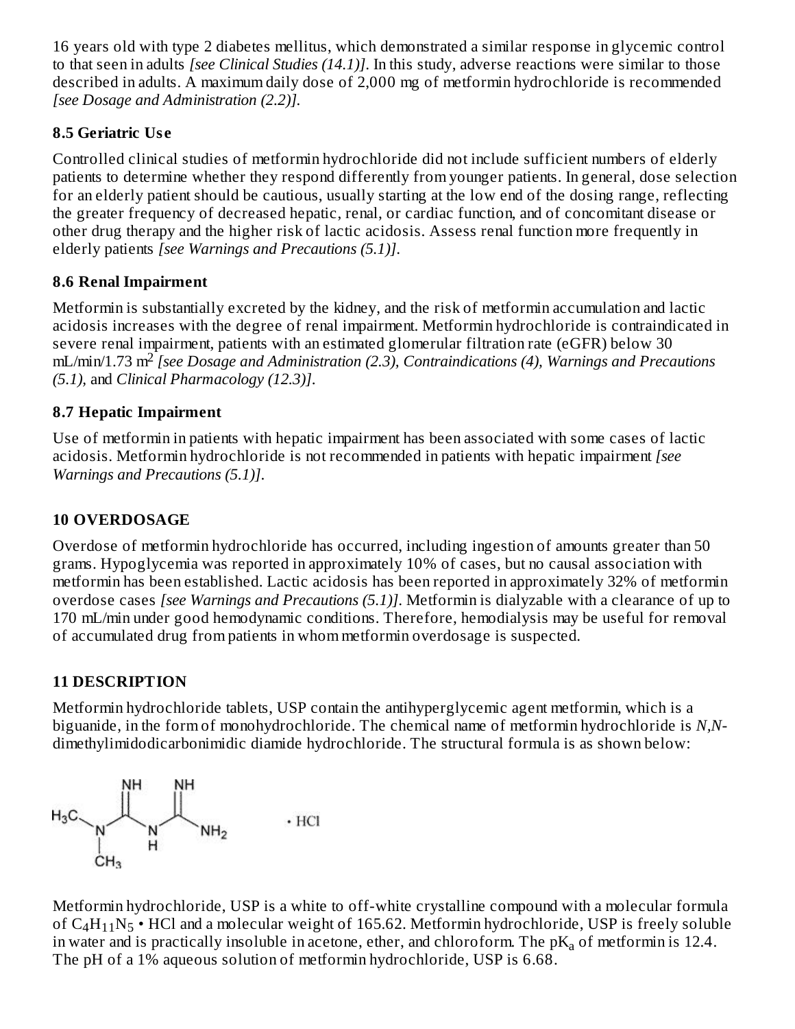16 years old with type 2 diabetes mellitus, which demonstrated a similar response in glycemic control to that seen in adults *[see Clinical Studies (14.1)]*. In this study, adverse reactions were similar to those described in adults. A maximum daily dose of 2,000 mg of metformin hydrochloride is recommended *[see Dosage and Administration (2.2)]*.

### 8.5 Geriatric Use

Controlled clinical studies of metformin hydrochloride did not include sufficient numbers of elderly patients to determine whether they respond differently from younger patients. In general, dose selection for an elderly patient should be cautious, usually starting at the low end of the dosing range, reflecting the greater frequency of decreased hepatic, renal, or cardiac function, and of concomitant disease or other drug therapy and the higher risk of lactic acidosis. Assess renal function more frequently in elderly patients *[see Warnings and Precautions (5.1)]*.

### 8.6 Renal Impairment

Metformin is substantially excreted by the kidney, and the risk of metformin accumulation and lactic acidosis increases with the degree of renal impairment. Metformin hydrochloride is contraindicated in severe renal impairment, patients with an estimated glomerular filtration rate (eGFR) below 30 mL/min/1.73 $m^2$ *[see Dosage and Administration (2.3), Contraindications (4), Warnings and Precautions (5.1),* and *Clinical Pharmacology (12.3)]*.

### 8.7 Hepatic Impairment

Use of metformin in patients with hepatic impairment has been associated with some cases of lactic acidosis. Metformin hydrochloride is not recommended in patients with hepatic impairment *[see Warnings and Precautions (5.1)]*.

## 10 OVERDOSAGE

Overdose of metformin hydrochloride has occurred, including ingestion of amounts greater than 50 grams. Hypoglycemia was reported in approximately 10% of cases, but no causal association with metformin has been established. Lactic acidosis has been reported in approximately 32% of metformin overdose cases *[see Warnings and Precautions (5.1)]*. Metformin is dialyzable with a clearance of up to 170 mL/min under good hemodynamic conditions. Therefore, hemodialysis may be useful for removal of accumulated drug from patients in whom metformin overdosage is suspected.

## 11 DESCRIPTION

Metformin hydrochloride tablets, USP contain the antihyperglycemic agent metformin, which is a biguanide, in the form of monohydrochloride. The chemical name of metformin hydrochloride is *N,N*-dimethylimidodicarbonimidic diamide hydrochloride. The structural formula is as shown below:

Metformin hydrochloride, USP is a white to off-white crystalline compound with a molecular formula of $C_4H_{11}N_5 \cdot HCl$ and a molecular weight of 165.62. Metformin hydrochloride, USP is freely soluble in water and is practically insoluble in acetone, ether, and chloroform. The $pK_a$ of metformin is 12.4. The pH of a 1% aqueous solution of metformin hydrochloride, USP is 6.68.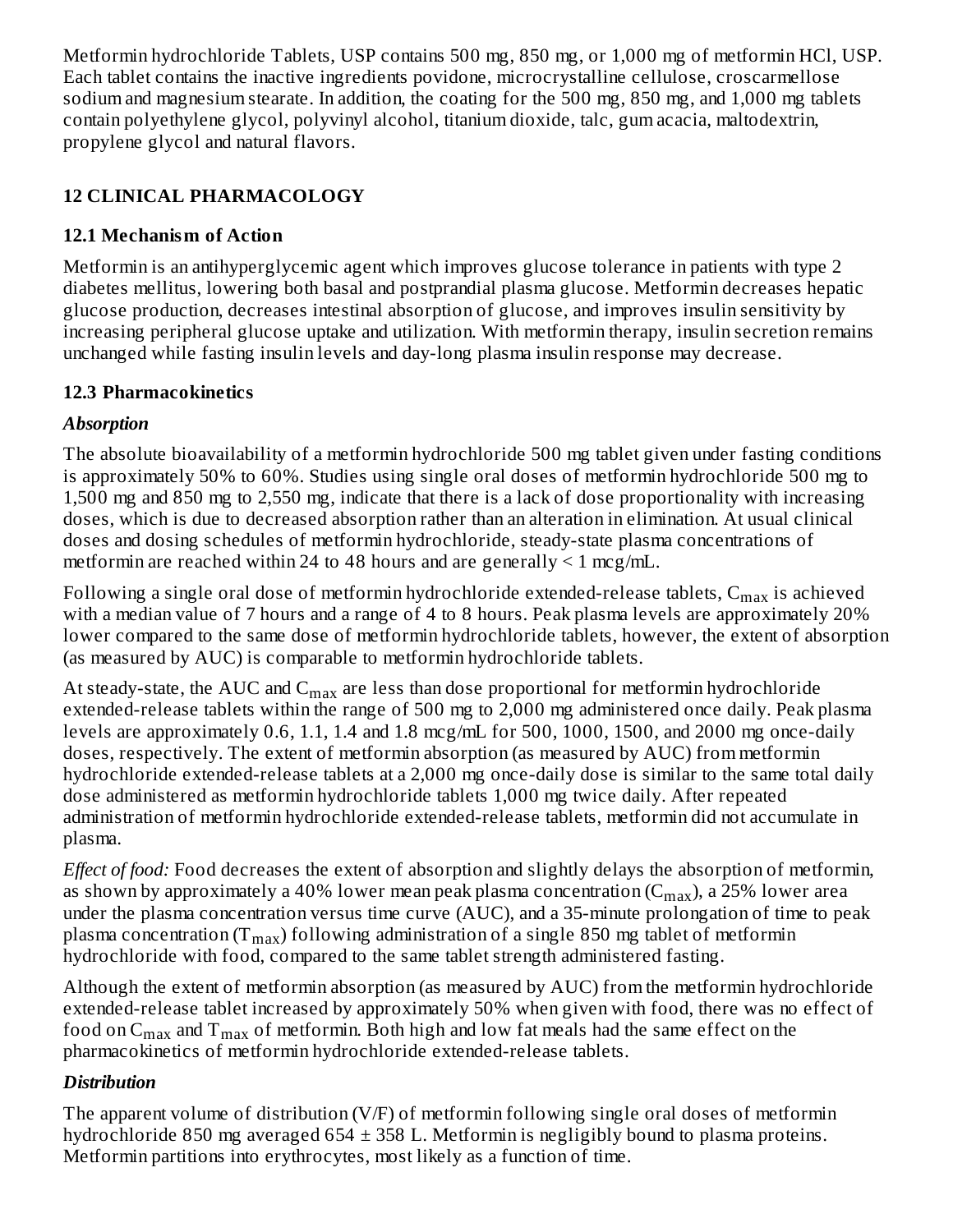Metformin hydrochloride Tablets, USP contains 500 mg, 850 mg, or 1,000 mg of metformin HCl, USP. Each tablet contains the inactive ingredients povidone, microcrystalline cellulose, croscarmellose sodium and magnesium stearate. In addition, the coating for the 500 mg, 850 mg, and 1,000 mg tablets contain polyethylene glycol, polyvinyl alcohol, titanium dioxide, talc, gum acacia, maltodextrin, propylene glycol and natural flavors.

## 12 CLINICAL PHARMACOLOGY

### 12.1 Mechanism of Action

Metformin is an antihyperglycemic agent which improves glucose tolerance in patients with type 2 diabetes mellitus, lowering both basal and postprandial plasma glucose. Metformin decreases hepatic glucose production, decreases intestinal absorption of glucose, and improves insulin sensitivity by increasing peripheral glucose uptake and utilization. With metformin therapy, insulin secretion remains unchanged while fasting insulin levels and day-long plasma insulin response may decrease.

### 12.3 Pharmacokinetics

***Absorption***

The absolute bioavailability of a metformin hydrochloride 500 mg tablet given under fasting conditions is approximately 50% to 60%. Studies using single oral doses of metformin hydrochloride 500 mg to 1,500 mg and 850 mg to 2,550 mg, indicate that there is a lack of dose proportionality with increasing doses, which is due to decreased absorption rather than an alteration in elimination. At usual clinical doses and dosing schedules of metformin hydrochloride, steady-state plasma concentrations of metformin are reached within 24 to 48 hours and are generally < 1 mcg/mL.

Following a single oral dose of metformin hydrochloride extended-release tablets, $C_{max}$ is achieved with a median value of 7 hours and a range of 4 to 8 hours. Peak plasma levels are approximately 20% lower compared to the same dose of metformin hydrochloride tablets, however, the extent of absorption (as measured by AUC) is comparable to metformin hydrochloride tablets.

At steady-state, the AUC and $C_{max}$ are less than dose proportional for metformin hydrochloride extended-release tablets within the range of 500 mg to 2,000 mg administered once daily. Peak plasma levels are approximately 0.6, 1.1, 1.4 and 1.8 mcg/mL for 500, 1000, 1500, and 2000 mg once-daily doses, respectively. The extent of metformin absorption (as measured by AUC) from metformin hydrochloride extended-release tablets at a 2,000 mg once-daily dose is similar to the same total daily dose administered as metformin hydrochloride tablets 1,000 mg twice daily. After repeated administration of metformin hydrochloride extended-release tablets, metformin did not accumulate in plasma.

*Effect of food:* Food decreases the extent of absorption and slightly delays the absorption of metformin, as shown by approximately a 40% lower mean peak plasma concentration ($C_{max}$), a 25% lower area under the plasma concentration versus time curve (AUC), and a 35-minute prolongation of time to peak plasma concentration ($T_{max}$) following administration of a single 850 mg tablet of metformin hydrochloride with food, compared to the same tablet strength administered fasting.

Although the extent of metformin absorption (as measured by AUC) from the metformin hydrochloride extended-release tablet increased by approximately 50% when given with food, there was no effect of food on $C_{max}$ and $T_{max}$ of metformin. Both high and low fat meals had the same effect on the pharmacokinetics of metformin hydrochloride extended-release tablets.

***Distribution***

The apparent volume of distribution (V/F) of metformin following single oral doses of metformin hydrochloride 850 mg averaged 654 ± 358 L. Metformin is negligibly bound to plasma proteins. Metformin partitions into erythrocytes, most likely as a function of time.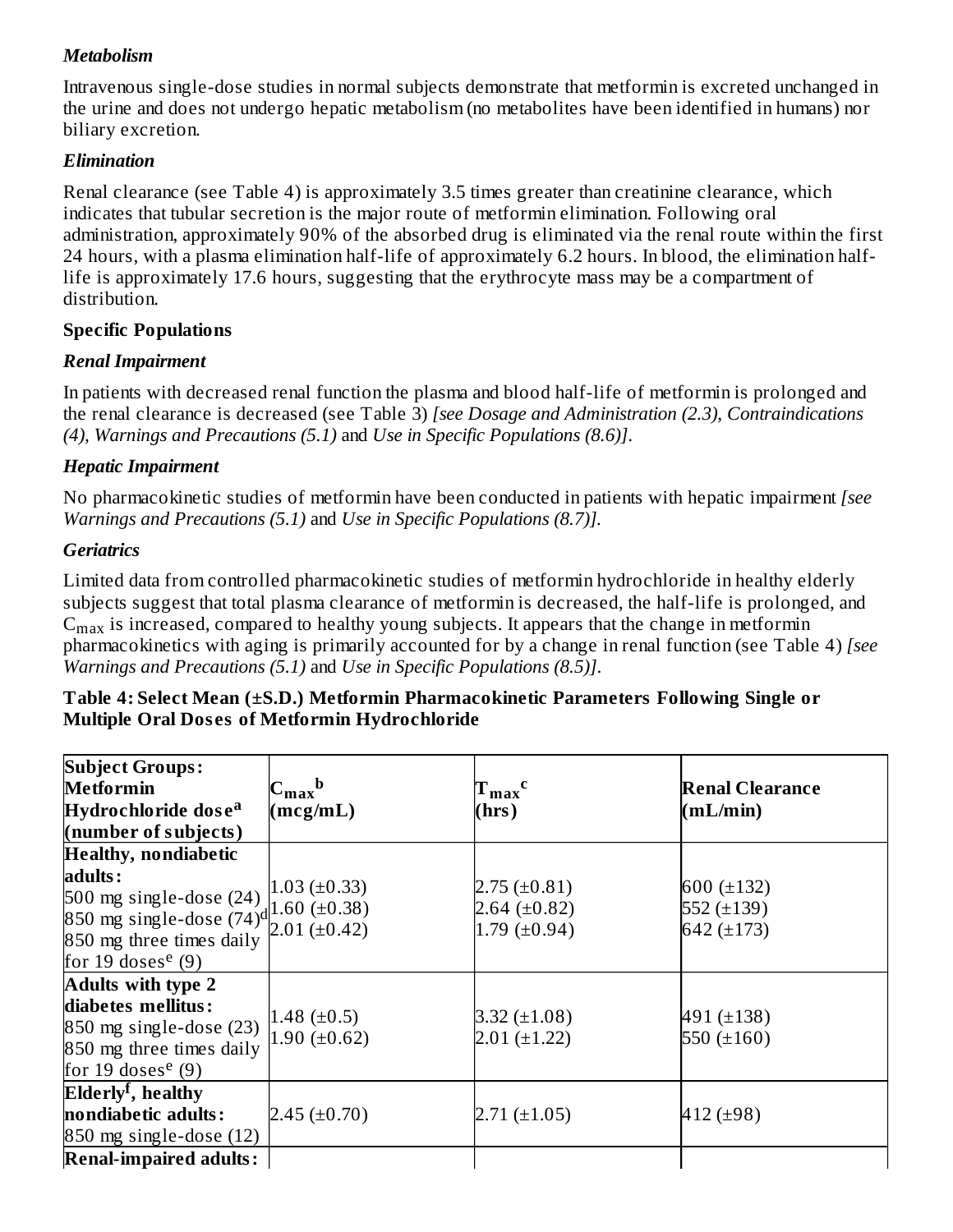### *Metabolism*

Intravenous single-dose studies in normal subjects demonstrate that metformin is excreted unchanged in the urine and does not undergo hepatic metabolism (no metabolites have been identified in humans) nor biliary excretion.

### *Elimination*

Renal clearance (see Table 4) is approximately 3.5 times greater than creatinine clearance, which indicates that tubular secretion is the major route of metformin elimination. Following oral administration, approximately 90% of the absorbed drug is eliminated via the renal route within the first 24 hours, with a plasma elimination half-life of approximately 6.2 hours. In blood, the elimination half-life is approximately 17.6 hours, suggesting that the erythrocyte mass may be a compartment of distribution.

### Specific Populations

### *Renal Impairment*

In patients with decreased renal function the plasma and blood half-life of metformin is prolonged and the renal clearance is decreased (see Table 3) *[see Dosage and Administration (2.3), Contraindications (4), Warnings and Precautions (5.1)* and *Use in Specific Populations (8.6)]*.

### *Hepatic Impairment*

No pharmacokinetic studies of metformin have been conducted in patients with hepatic impairment *[see Warnings and Precautions (5.1)* and *Use in Specific Populations (8.7)]*.

### *Geriatrics*

Limited data from controlled pharmacokinetic studies of metformin hydrochloride in healthy elderly subjects suggest that total plasma clearance of metformin is decreased, the half-life is prolonged, and $C_{max}$ is increased, compared to healthy young subjects. It appears that the change in metformin pharmacokinetics with aging is primarily accounted for by a change in renal function (see Table 4) *[see Warnings and Precautions (5.1)* and *Use in Specific Populations (8.5)]*.

**Table 4: Select Mean (±S.D.) Metformin Pharmacokinetic Parameters Following Single or Multiple Oral Doses of Metformin Hydrochloride**

| **Subject Groups: Metformin Hydrochloride dose[a] (number of subjects)** | **$C_{max}$[b] (mcg/mL)** | **$T_{max}$[c] (hrs)** | **Renal Clearance (mL/min)** |
|---|---|---|---|
| **Healthy, nondiabetic adults:** | | | |
| 500 mg single-dose (24) | 1.03 (±0.33) | 2.75 (±0.81) | 600 (±132) |
| 850 mg single-dose (74)[d] | 1.60 (±0.38) | 2.64 (±0.82) | 552 (±139) |
| 850 mg three times daily for 19 doses[e] (9) | 2.01 (±0.42) | 1.79 (±0.94) | 642 (±173) |
| **Adults with type 2 diabetes mellitus:** | | | |
| 850 mg single-dose (23) | 1.48 (±0.5) | 3.32 (±1.08) | 491 (±138) |
| 850 mg three times daily for 19 doses[e] (9) | 1.90 (±0.62) | 2.01 (±1.22) | 550 (±160) |
| **Elderly[f], healthy nondiabetic adults:** | | | |
| 850 mg single-dose (12) | 2.45 (±0.70) | 2.71 (±1.05) | 412 (±98) |
| **Renal-impaired adults:** | | | |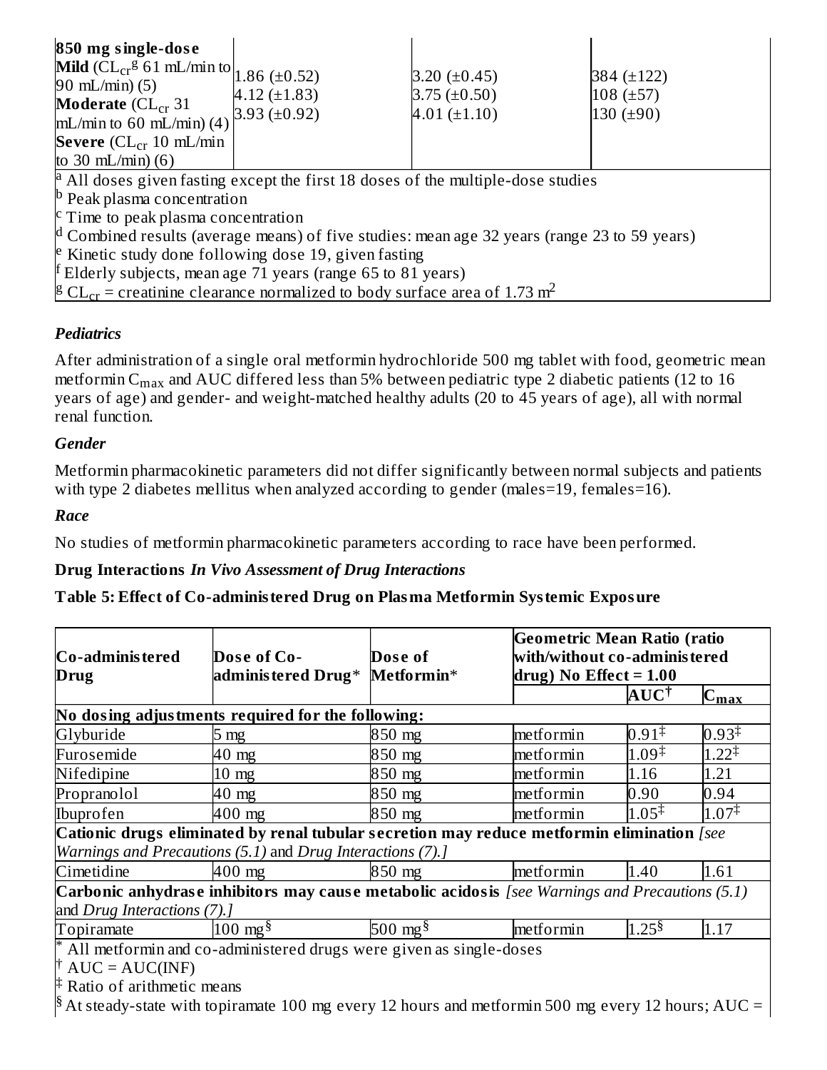| | | | |
|---|---|---|---|
| **850 mg single-dose** | | | |
| **Mild** ($CL_{cr}$[g] 61 mL/min to 90 mL/min) (5) | 1.86 (±0.52) | 3.20 (±0.45) | 384 (±122) |
| **Moderate** ($CL_{cr}$ 31 mL/min to 60 mL/min) (4) | 4.12 (±1.83) | 3.75 (±0.50) | 108 (±57) |
| **Severe** ($CL_{cr}$ 10 mL/min to 30 mL/min) (6) | 3.93 (±0.92) | 4.01 (±1.10) | 130 (±90) |

[a] All doses given fasting except the first 18 doses of the multiple-dose studies
[b] Peak plasma concentration
[c] Time to peak plasma concentration
[d] Combined results (average means) of five studies: mean age 32 years (range 23 to 59 years)
[e] Kinetic study done following dose 19, given fasting
[f] Elderly subjects, mean age 71 years (range 65 to 81 years)
[g] $CL_{cr}$ = creatinine clearance normalized to body surface area of 1.73 $m^2$

### *Pediatrics*

After administration of a single oral metformin hydrochloride 500 mg tablet with food, geometric mean metformin $C_{max}$ and AUC differed less than 5% between pediatric type 2 diabetic patients (12 to 16 years of age) and gender- and weight-matched healthy adults (20 to 45 years of age), all with normal renal function.

### *Gender*

Metformin pharmacokinetic parameters did not differ significantly between normal subjects and patients with type 2 diabetes mellitus when analyzed according to gender (males=19, females=16).

### *Race*

No studies of metformin pharmacokinetic parameters according to race have been performed.

**Drug Interactions** ***In Vivo Assessment of Drug Interactions***

**Table 5: Effect of Co-administered Drug on Plasma Metformin Systemic Exposure**

| Co-administered Drug | Dose of Co-administered Drug* | Dose of Metformin* | Geometric Mean Ratio (ratio with/without co-administered drug) No Effect = 1.00 | | |
|---|---|---|---|---|---|
| | | | | AUC[†] | $C_{max}$ |
| **No dosing adjustments required for the following:** | | | | | |
| Glyburide | 5 mg | 850 mg | metformin | 0.91[‡] | 0.93[‡] |
| Furosemide | 40 mg | 850 mg | metformin | 1.09[‡] | 1.22[‡] |
| Nifedipine | 10 mg | 850 mg | metformin | 1.16 | 1.21 |
| Propranolol | 40 mg | 850 mg | metformin | 0.90 | 0.94 |
| Ibuprofen | 400 mg | 850 mg | metformin | 1.05[‡] | 1.07[‡] |
| **Cationic drugs eliminated by renal tubular secretion may reduce metformin elimination** *[see Warnings and Precautions (5.1)* and *Drug Interactions (7).]* | | | | | |
| Cimetidine | 400 mg | 850 mg | metformin | 1.40 | 1.61 |
| **Carbonic anhydrase inhibitors may cause metabolic acidosis** *[see Warnings and Precautions (5.1)* and *Drug Interactions (7).]* | | | | | |
| Topiramate | 100 mg[§] | 500 mg[§] | metformin | 1.25[§] | 1.17 |

\* All metformin and co-administered drugs were given as single-doses
[†] AUC = AUC(INF)
[‡] Ratio of arithmetic means
[§] At steady-state with topiramate 100 mg every 12 hours and metformin 500 mg every 12 hours; AUC =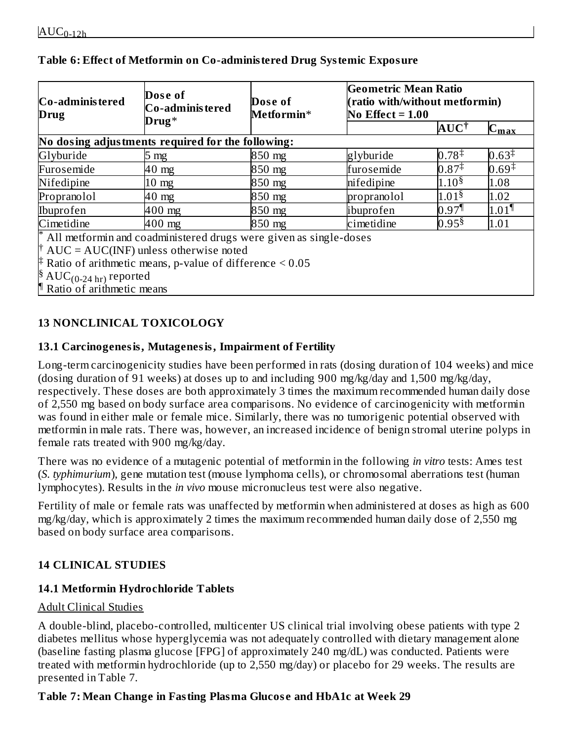$AUC_{0\text{-}12h}$

**Table 6: Effect of Metformin on Co-administered Drug Systemic Exposure**

| Co-administered Drug | Dose of Co-administered Drug* | Dose of Metformin* | Geometric Mean Ratio (ratio with/without metformin) No Effect = 1.00 | | |
|---|---|---|---|---|---|
| | | | | AUC† | $C_{max}$ |
| **No dosing adjustments required for the following:** | | | | | |
| Glyburide | 5 mg | 850 mg | glyburide | 0.78‡ | 0.63‡ |
| Furosemide | 40 mg | 850 mg | furosemide | 0.87‡ | 0.69‡ |
| Nifedipine | 10 mg | 850 mg | nifedipine | 1.10§ | 1.08 |
| Propranolol | 40 mg | 850 mg | propranolol | 1.01§ | 1.02 |
| Ibuprofen | 400 mg | 850 mg | ibuprofen | 0.97¶ | 1.01¶ |
| Cimetidine | 400 mg | 850 mg | cimetidine | 0.95§ | 1.01 |

\* All metformin and coadministered drugs were given as single-doses
† AUC = AUC(INF) unless otherwise noted
‡ Ratio of arithmetic means, p-value of difference < 0.05
§ $AUC_{(0\text{-}24\ hr)}$ reported
¶ Ratio of arithmetic means

## 13 NONCLINICAL TOXICOLOGY

### 13.1 Carcinogenesis, Mutagenesis, Impairment of Fertility

Long-term carcinogenicity studies have been performed in rats (dosing duration of 104 weeks) and mice (dosing duration of 91 weeks) at doses up to and including 900 mg/kg/day and 1,500 mg/kg/day, respectively. These doses are both approximately 3 times the maximum recommended human daily dose of 2,550 mg based on body surface area comparisons. No evidence of carcinogenicity with metformin was found in either male or female mice. Similarly, there was no tumorigenic potential observed with metformin in male rats. There was, however, an increased incidence of benign stromal uterine polyps in female rats treated with 900 mg/kg/day.

There was no evidence of a mutagenic potential of metformin in the following *in vitro* tests: Ames test (*S. typhimurium*), gene mutation test (mouse lymphoma cells), or chromosomal aberrations test (human lymphocytes). Results in the *in vivo* mouse micronucleus test were also negative.

Fertility of male or female rats was unaffected by metformin when administered at doses as high as 600 mg/kg/day, which is approximately 2 times the maximum recommended human daily dose of 2,550 mg based on body surface area comparisons.

## 14 CLINICAL STUDIES

### 14.1 Metformin Hydrochloride Tablets

Adult Clinical Studies

A double-blind, placebo-controlled, multicenter US clinical trial involving obese patients with type 2 diabetes mellitus whose hyperglycemia was not adequately controlled with dietary management alone (baseline fasting plasma glucose [FPG] of approximately 240 mg/dL) was conducted. Patients were treated with metformin hydrochloride (up to 2,550 mg/day) or placebo for 29 weeks. The results are presented in Table 7.

**Table 7: Mean Change in Fasting Plasma Glucose and HbA1c at Week 29**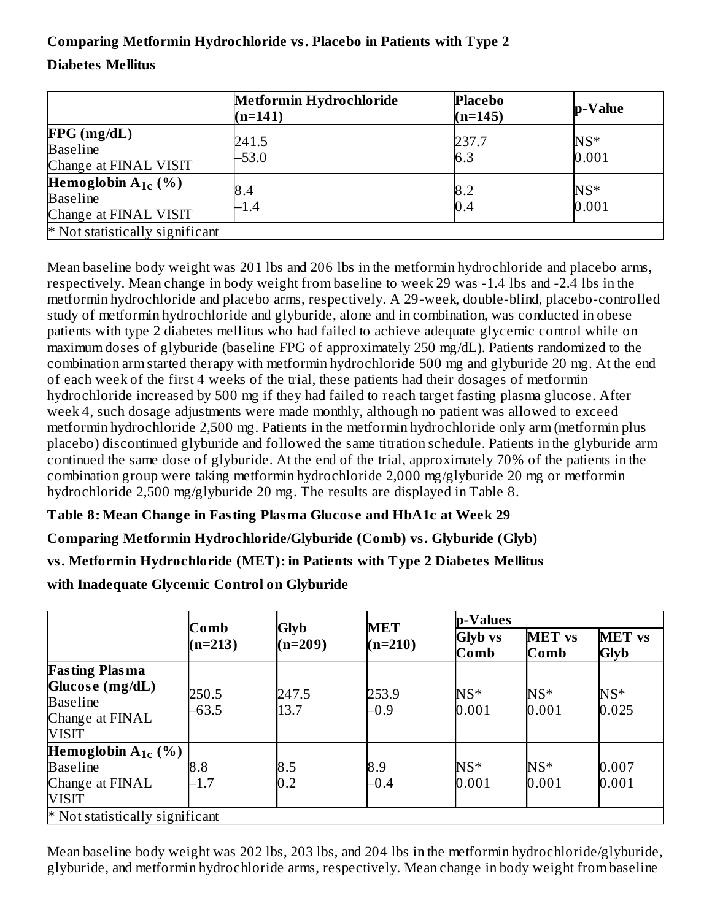**Comparing Metformin Hydrochloride vs. Placebo in Patients with Type 2 Diabetes Mellitus**

| | Metformin Hydrochloride (n=141) | Placebo (n=145) | p-Value |
|---|---|---|---|
| **FPG (mg/dL)** | | | |
| Baseline | 241.5 | 237.7 | NS* |
| Change at FINAL VISIT | –53.0 | 6.3 | 0.001 |
| **Hemoglobin $A_{1c}$ (%)** | | | |
| Baseline | 8.4 | 8.2 | NS* |
| Change at FINAL VISIT | –1.4 | 0.4 | 0.001 |
| * Not statistically significant | | | |

Mean baseline body weight was 201 lbs and 206 lbs in the metformin hydrochloride and placebo arms, respectively. Mean change in body weight from baseline to week 29 was -1.4 lbs and -2.4 lbs in the metformin hydrochloride and placebo arms, respectively. A 29-week, double-blind, placebo-controlled study of metformin hydrochloride and glyburide, alone and in combination, was conducted in obese patients with type 2 diabetes mellitus who had failed to achieve adequate glycemic control while on maximum doses of glyburide (baseline FPG of approximately 250 mg/dL). Patients randomized to the combination arm started therapy with metformin hydrochloride 500 mg and glyburide 20 mg. At the end of each week of the first 4 weeks of the trial, these patients had their dosages of metformin hydrochloride increased by 500 mg if they had failed to reach target fasting plasma glucose. After week 4, such dosage adjustments were made monthly, although no patient was allowed to exceed metformin hydrochloride 2,500 mg. Patients in the metformin hydrochloride only arm (metformin plus placebo) discontinued glyburide and followed the same titration schedule. Patients in the glyburide arm continued the same dose of glyburide. At the end of the trial, approximately 70% of the patients in the combination group were taking metformin hydrochloride 2,000 mg/glyburide 20 mg or metformin hydrochloride 2,500 mg/glyburide 20 mg. The results are displayed in Table 8.

**Table 8: Mean Change in Fasting Plasma Glucose and HbA1c at Week 29**

**Comparing Metformin Hydrochloride/Glyburide (Comb) vs. Glyburide (Glyb)**

**vs. Metformin Hydrochloride (MET): in Patients with Type 2 Diabetes Mellitus**

**with Inadequate Glycemic Control on Glyburide**

| | Comb (n=213) | Glyb (n=209) | MET (n=210) | p-Values | | |
|---|---|---|---|---|---|---|
| | | | | Glyb vs Comb | MET vs Comb | MET vs Glyb |
| **Fasting Plasma Glucose (mg/dL)** | | | | | | |
| Baseline | 250.5 | 247.5 | 253.9 | NS* | NS* | NS* |
| Change at FINAL VISIT | –63.5 | 13.7 | –0.9 | 0.001 | 0.001 | 0.025 |
| **Hemoglobin $A_{1c}$ (%)** | | | | | | |
| Baseline | 8.8 | 8.5 | 8.9 | NS* | NS* | 0.007 |
| Change at FINAL VISIT | –1.7 | 0.2 | –0.4 | 0.001 | 0.001 | 0.001 |
| * Not statistically significant | | | | | | |

Mean baseline body weight was 202 lbs, 203 lbs, and 204 lbs in the metformin hydrochloride/glyburide, glyburide, and metformin hydrochloride arms, respectively. Mean change in body weight from baseline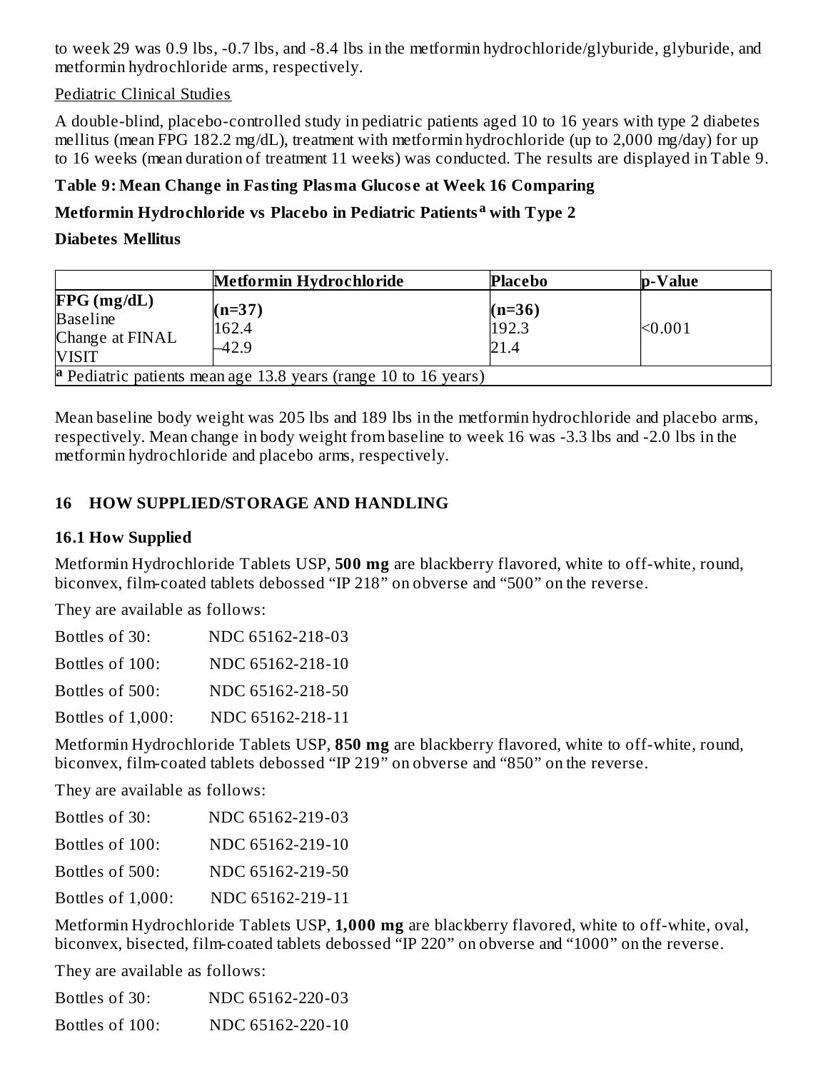to week 29 was 0.9 lbs, -0.7 lbs, and -8.4 lbs in the metformin hydrochloride/glyburide, glyburide, and metformin hydrochloride arms, respectively.

Pediatric Clinical Studies

A double-blind, placebo-controlled study in pediatric patients aged 10 to 16 years with type 2 diabetes mellitus (mean FPG 182.2 mg/dL), treatment with metformin hydrochloride (up to 2,000 mg/day) for up to 16 weeks (mean duration of treatment 11 weeks) was conducted. The results are displayed in Table 9.

**Table 9: Mean Change in Fasting Plasma Glucose at Week 16 Comparing Metformin Hydrochloride vs Placebo in Pediatric Patients[a] with Type 2 Diabetes Mellitus**

| | **Metformin Hydrochloride** | **Placebo** | **p-Value** |
|---|---|---|---|
| **FPG (mg/dL)** | **(n=37)** | **(n=36)** | |
| Baseline | 162.4 | 192.3 | |
| Change at FINAL VISIT | −42.9 | 21.4 | <0.001 |

[a] Pediatric patients mean age 13.8 years (range 10 to 16 years)

Mean baseline body weight was 205 lbs and 189 lbs in the metformin hydrochloride and placebo arms, respectively. Mean change in body weight from baseline to week 16 was -3.3 lbs and -2.0 lbs in the metformin hydrochloride and placebo arms, respectively.

## 16 HOW SUPPLIED/STORAGE AND HANDLING

### 16.1 How Supplied

Metformin Hydrochloride Tablets USP, **500 mg** are blackberry flavored, white to off-white, round, biconvex, film-coated tablets debossed "IP 218" on obverse and "500" on the reverse.

They are available as follows:

Bottles of 30: NDC 65162-218-03

Bottles of 100: NDC 65162-218-10

Bottles of 500: NDC 65162-218-50

Bottles of 1,000: NDC 65162-218-11

Metformin Hydrochloride Tablets USP, **850 mg** are blackberry flavored, white to off-white, round, biconvex, film-coated tablets debossed "IP 219" on obverse and "850" on the reverse.

They are available as follows:

Bottles of 30: NDC 65162-219-03

Bottles of 100: NDC 65162-219-10

Bottles of 500: NDC 65162-219-50

Bottles of 1,000: NDC 65162-219-11

Metformin Hydrochloride Tablets USP, **1,000 mg** are blackberry flavored, white to off-white, oval, biconvex, bisected, film-coated tablets debossed "IP 220" on obverse and "1000" on the reverse.

They are available as follows:

Bottles of 30: NDC 65162-220-03

Bottles of 100: NDC 65162-220-10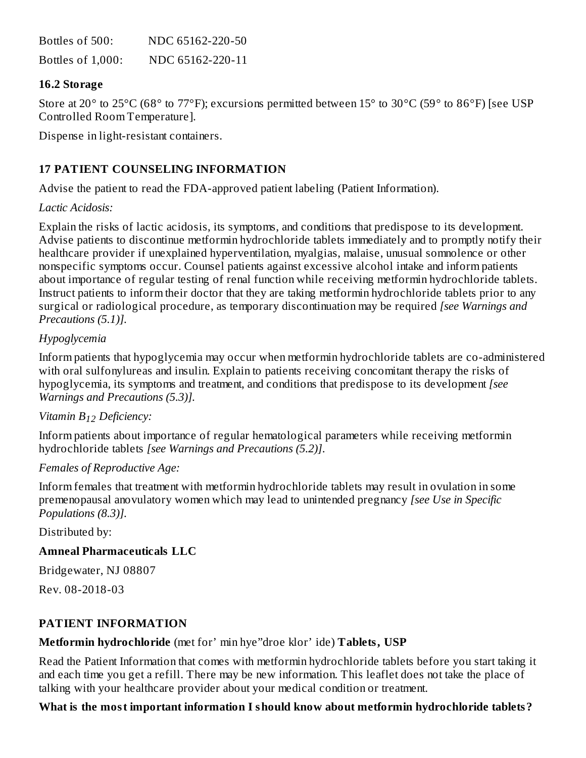Bottles of 500: NDC 65162-220-50

Bottles of 1,000: NDC 65162-220-11

### 16.2 Storage

Store at 20° to 25°C (68° to 77°F); excursions permitted between 15° to 30°C (59° to 86°F) [see USP Controlled Room Temperature].

Dispense in light-resistant containers.

## 17 PATIENT COUNSELING INFORMATION

Advise the patient to read the FDA-approved patient labeling (Patient Information).

*Lactic Acidosis:*

Explain the risks of lactic acidosis, its symptoms, and conditions that predispose to its development. Advise patients to discontinue metformin hydrochloride tablets immediately and to promptly notify their healthcare provider if unexplained hyperventilation, myalgias, malaise, unusual somnolence or other nonspecific symptoms occur. Counsel patients against excessive alcohol intake and inform patients about importance of regular testing of renal function while receiving metformin hydrochloride tablets. Instruct patients to inform their doctor that they are taking metformin hydrochloride tablets prior to any surgical or radiological procedure, as temporary discontinuation may be required *[see Warnings and Precautions (5.1)]*.

*Hypoglycemia*

Inform patients that hypoglycemia may occur when metformin hydrochloride tablets are co-administered with oral sulfonylureas and insulin. Explain to patients receiving concomitant therapy the risks of hypoglycemia, its symptoms and treatment, and conditions that predispose to its development *[see Warnings and Precautions (5.3)]*.

*Vitamin $B_{12}$ Deficiency:*

Inform patients about importance of regular hematological parameters while receiving metformin hydrochloride tablets *[see Warnings and Precautions (5.2)]*.

*Females of Reproductive Age:*

Inform females that treatment with metformin hydrochloride tablets may result in ovulation in some premenopausal anovulatory women which may lead to unintended pregnancy *[see Use in Specific Populations (8.3)]*.

Distributed by:

**Amneal Pharmaceuticals LLC**

Bridgewater, NJ 08807

Rev. 08-2018-03

## PATIENT INFORMATION

**Metformin hydrochloride** (met for' min hye"droe klor' ide) **Tablets, USP**

Read the Patient Information that comes with metformin hydrochloride tablets before you start taking it and each time you get a refill. There may be new information. This leaflet does not take the place of talking with your healthcare provider about your medical condition or treatment.

**What is the most important information I should know about metformin hydrochloride tablets?**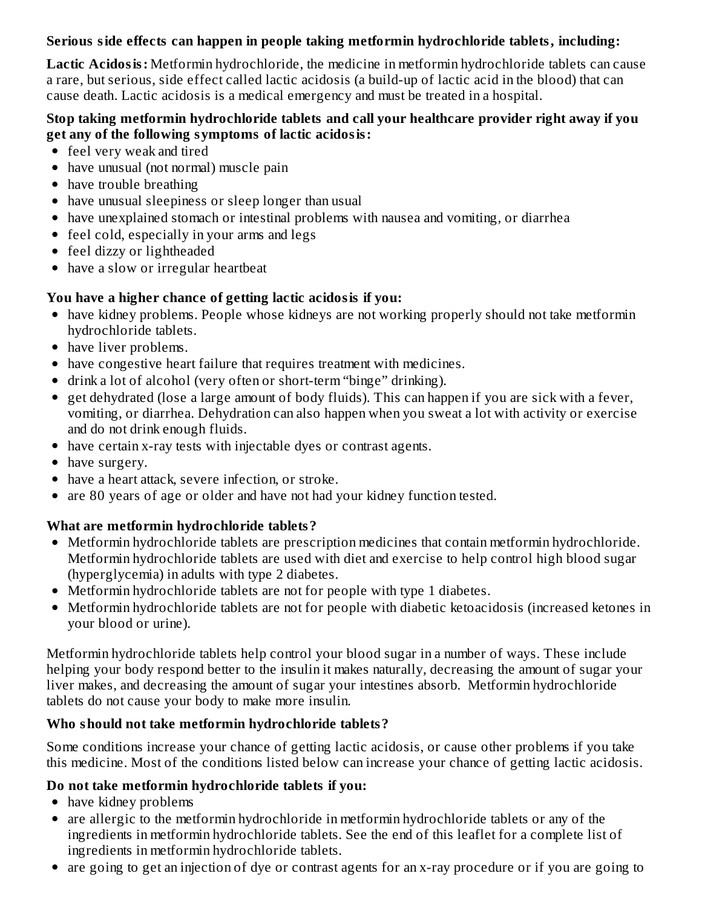**Serious side effects can happen in people taking metformin hydrochloride tablets, including:**

**Lactic Acidosis:** Metformin hydrochloride, the medicine in metformin hydrochloride tablets can cause a rare, but serious, side effect called lactic acidosis (a build-up of lactic acid in the blood) that can cause death. Lactic acidosis is a medical emergency and must be treated in a hospital.

**Stop taking metformin hydrochloride tablets and call your healthcare provider right away if you get any of the following symptoms of lactic acidosis:**

- feel very weak and tired
- have unusual (not normal) muscle pain
- have trouble breathing
- have unusual sleepiness or sleep longer than usual
- have unexplained stomach or intestinal problems with nausea and vomiting, or diarrhea
- feel cold, especially in your arms and legs
- feel dizzy or lightheaded
- have a slow or irregular heartbeat

**You have a higher chance of getting lactic acidosis if you:**

- have kidney problems. People whose kidneys are not working properly should not take metformin hydrochloride tablets.
- have liver problems.
- have congestive heart failure that requires treatment with medicines.
- drink a lot of alcohol (very often or short-term "binge" drinking).
- get dehydrated (lose a large amount of body fluids). This can happen if you are sick with a fever, vomiting, or diarrhea. Dehydration can also happen when you sweat a lot with activity or exercise and do not drink enough fluids.
- have certain x-ray tests with injectable dyes or contrast agents.
- have surgery.
- have a heart attack, severe infection, or stroke.
- are 80 years of age or older and have not had your kidney function tested.

**What are metformin hydrochloride tablets?**

- Metformin hydrochloride tablets are prescription medicines that contain metformin hydrochloride. Metformin hydrochloride tablets are used with diet and exercise to help control high blood sugar (hyperglycemia) in adults with type 2 diabetes.
- Metformin hydrochloride tablets are not for people with type 1 diabetes.
- Metformin hydrochloride tablets are not for people with diabetic ketoacidosis (increased ketones in your blood or urine).

Metformin hydrochloride tablets help control your blood sugar in a number of ways. These include helping your body respond better to the insulin it makes naturally, decreasing the amount of sugar your liver makes, and decreasing the amount of sugar your intestines absorb. Metformin hydrochloride tablets do not cause your body to make more insulin.

**Who should not take metformin hydrochloride tablets?**

Some conditions increase your chance of getting lactic acidosis, or cause other problems if you take this medicine. Most of the conditions listed below can increase your chance of getting lactic acidosis.

**Do not take metformin hydrochloride tablets if you:**

- have kidney problems
- are allergic to the metformin hydrochloride in metformin hydrochloride tablets or any of the ingredients in metformin hydrochloride tablets. See the end of this leaflet for a complete list of ingredients in metformin hydrochloride tablets.
- are going to get an injection of dye or contrast agents for an x-ray procedure or if you are going to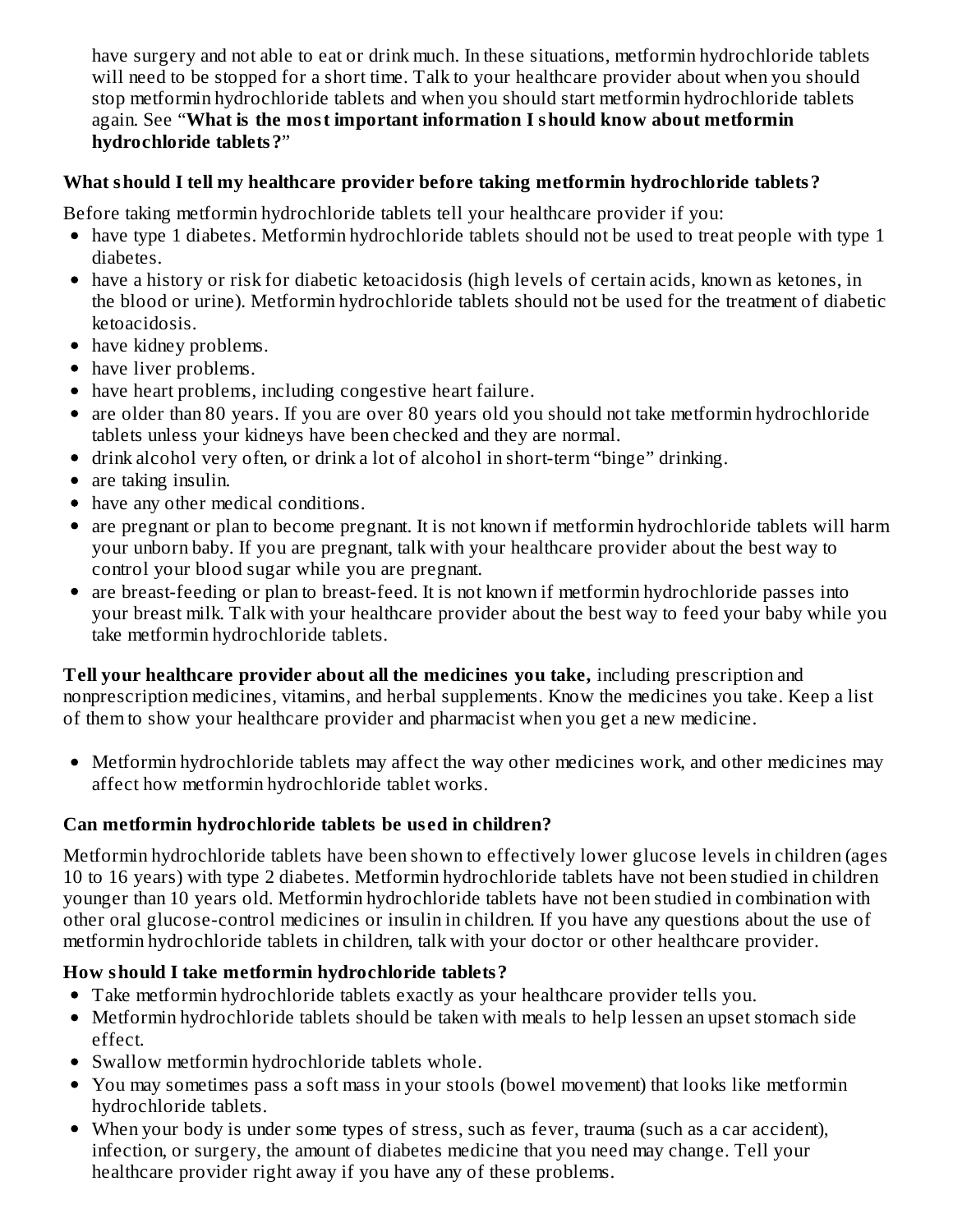have surgery and not able to eat or drink much. In these situations, metformin hydrochloride tablets will need to be stopped for a short time. Talk to your healthcare provider about when you should stop metformin hydrochloride tablets and when you should start metformin hydrochloride tablets again. See "**What is the most important information I should know about metformin hydrochloride tablets?**"

**What should I tell my healthcare provider before taking metformin hydrochloride tablets?**

Before taking metformin hydrochloride tablets tell your healthcare provider if you:

- have type 1 diabetes. Metformin hydrochloride tablets should not be used to treat people with type 1 diabetes.
- have a history or risk for diabetic ketoacidosis (high levels of certain acids, known as ketones, in the blood or urine). Metformin hydrochloride tablets should not be used for the treatment of diabetic ketoacidosis.
- have kidney problems.
- have liver problems.
- have heart problems, including congestive heart failure.
- are older than 80 years. If you are over 80 years old you should not take metformin hydrochloride tablets unless your kidneys have been checked and they are normal.
- drink alcohol very often, or drink a lot of alcohol in short-term "binge" drinking.
- are taking insulin.
- have any other medical conditions.
- are pregnant or plan to become pregnant. It is not known if metformin hydrochloride tablets will harm your unborn baby. If you are pregnant, talk with your healthcare provider about the best way to control your blood sugar while you are pregnant.
- are breast-feeding or plan to breast-feed. It is not known if metformin hydrochloride passes into your breast milk. Talk with your healthcare provider about the best way to feed your baby while you take metformin hydrochloride tablets.

**Tell your healthcare provider about all the medicines you take,** including prescription and nonprescription medicines, vitamins, and herbal supplements. Know the medicines you take. Keep a list of them to show your healthcare provider and pharmacist when you get a new medicine.

- Metformin hydrochloride tablets may affect the way other medicines work, and other medicines may affect how metformin hydrochloride tablet works.

**Can metformin hydrochloride tablets be used in children?**

Metformin hydrochloride tablets have been shown to effectively lower glucose levels in children (ages 10 to 16 years) with type 2 diabetes. Metformin hydrochloride tablets have not been studied in children younger than 10 years old. Metformin hydrochloride tablets have not been studied in combination with other oral glucose-control medicines or insulin in children. If you have any questions about the use of metformin hydrochloride tablets in children, talk with your doctor or other healthcare provider.

**How should I take metformin hydrochloride tablets?**

- Take metformin hydrochloride tablets exactly as your healthcare provider tells you.
- Metformin hydrochloride tablets should be taken with meals to help lessen an upset stomach side effect.
- Swallow metformin hydrochloride tablets whole.
- You may sometimes pass a soft mass in your stools (bowel movement) that looks like metformin hydrochloride tablets.
- When your body is under some types of stress, such as fever, trauma (such as a car accident), infection, or surgery, the amount of diabetes medicine that you need may change. Tell your healthcare provider right away if you have any of these problems.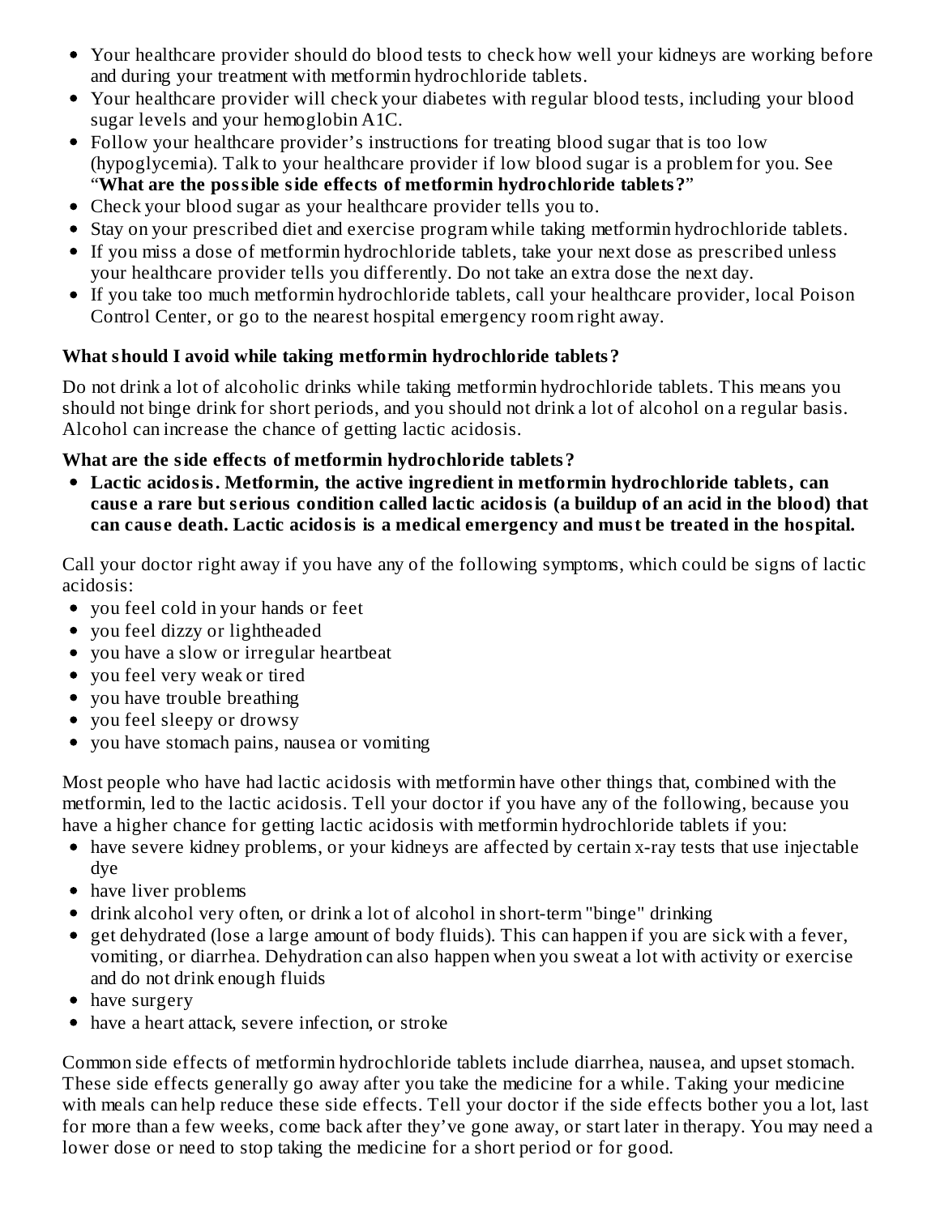- Your healthcare provider should do blood tests to check how well your kidneys are working before and during your treatment with metformin hydrochloride tablets.
- Your healthcare provider will check your diabetes with regular blood tests, including your blood sugar levels and your hemoglobin A1C.
- Follow your healthcare provider's instructions for treating blood sugar that is too low (hypoglycemia). Talk to your healthcare provider if low blood sugar is a problem for you. See "**What are the possible side effects of metformin hydrochloride tablets?**"
- Check your blood sugar as your healthcare provider tells you to.
- Stay on your prescribed diet and exercise program while taking metformin hydrochloride tablets.
- If you miss a dose of metformin hydrochloride tablets, take your next dose as prescribed unless your healthcare provider tells you differently. Do not take an extra dose the next day.
- If you take too much metformin hydrochloride tablets, call your healthcare provider, local Poison Control Center, or go to the nearest hospital emergency room right away.

**What should I avoid while taking metformin hydrochloride tablets?**

Do not drink a lot of alcoholic drinks while taking metformin hydrochloride tablets. This means you should not binge drink for short periods, and you should not drink a lot of alcohol on a regular basis. Alcohol can increase the chance of getting lactic acidosis.

**What are the side effects of metformin hydrochloride tablets?**

- **Lactic acidosis. Metformin, the active ingredient in metformin hydrochloride tablets, can cause a rare but serious condition called lactic acidosis (a buildup of an acid in the blood) that can cause death. Lactic acidosis is a medical emergency and must be treated in the hospital.**

Call your doctor right away if you have any of the following symptoms, which could be signs of lactic acidosis:

- you feel cold in your hands or feet
- you feel dizzy or lightheaded
- you have a slow or irregular heartbeat
- you feel very weak or tired
- you have trouble breathing
- you feel sleepy or drowsy
- you have stomach pains, nausea or vomiting

Most people who have had lactic acidosis with metformin have other things that, combined with the metformin, led to the lactic acidosis. Tell your doctor if you have any of the following, because you have a higher chance for getting lactic acidosis with metformin hydrochloride tablets if you:

- have severe kidney problems, or your kidneys are affected by certain x-ray tests that use injectable dye
- have liver problems
- drink alcohol very often, or drink a lot of alcohol in short-term "binge" drinking
- get dehydrated (lose a large amount of body fluids). This can happen if you are sick with a fever, vomiting, or diarrhea. Dehydration can also happen when you sweat a lot with activity or exercise and do not drink enough fluids
- have surgery
- have a heart attack, severe infection, or stroke

Common side effects of metformin hydrochloride tablets include diarrhea, nausea, and upset stomach. These side effects generally go away after you take the medicine for a while. Taking your medicine with meals can help reduce these side effects. Tell your doctor if the side effects bother you a lot, last for more than a few weeks, come back after they've gone away, or start later in therapy. You may need a lower dose or need to stop taking the medicine for a short period or for good.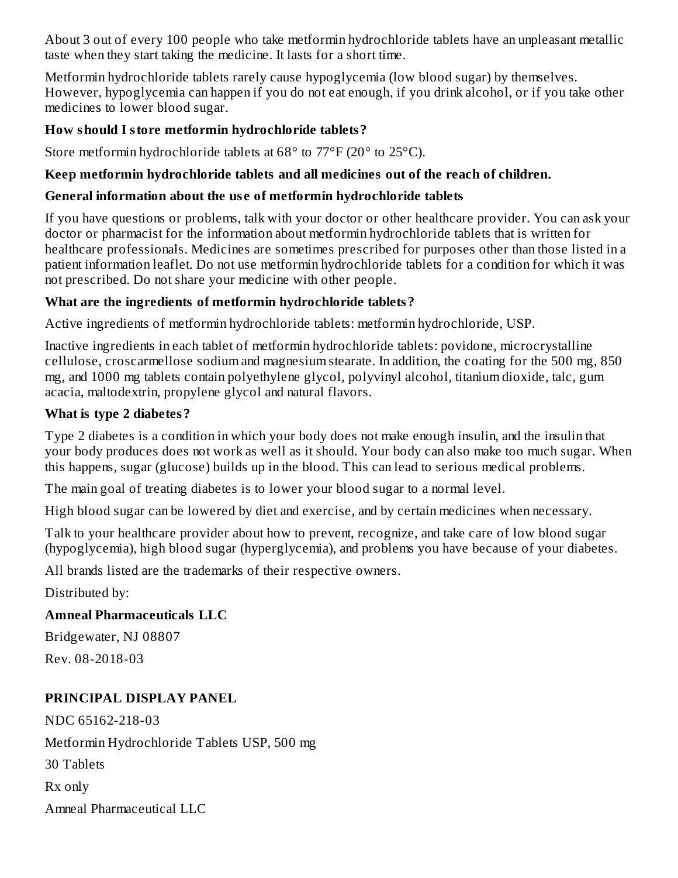About 3 out of every 100 people who take metformin hydrochloride tablets have an unpleasant metallic taste when they start taking the medicine. It lasts for a short time.

Metformin hydrochloride tablets rarely cause hypoglycemia (low blood sugar) by themselves. However, hypoglycemia can happen if you do not eat enough, if you drink alcohol, or if you take other medicines to lower blood sugar.

**How should I store metformin hydrochloride tablets?**

Store metformin hydrochloride tablets at 68° to 77°F (20° to 25°C).

**Keep metformin hydrochloride tablets and all medicines out of the reach of children.**

**General information about the use of metformin hydrochloride tablets**

If you have questions or problems, talk with your doctor or other healthcare provider. You can ask your doctor or pharmacist for the information about metformin hydrochloride tablets that is written for healthcare professionals. Medicines are sometimes prescribed for purposes other than those listed in a patient information leaflet. Do not use metformin hydrochloride tablets for a condition for which it was not prescribed. Do not share your medicine with other people.

**What are the ingredients of metformin hydrochloride tablets?**

Active ingredients of metformin hydrochloride tablets: metformin hydrochloride, USP.

Inactive ingredients in each tablet of metformin hydrochloride tablets: povidone, microcrystalline cellulose, croscarmellose sodium and magnesium stearate. In addition, the coating for the 500 mg, 850 mg, and 1000 mg tablets contain polyethylene glycol, polyvinyl alcohol, titanium dioxide, talc, gum acacia, maltodextrin, propylene glycol and natural flavors.

**What is type 2 diabetes?**

Type 2 diabetes is a condition in which your body does not make enough insulin, and the insulin that your body produces does not work as well as it should. Your body can also make too much sugar. When this happens, sugar (glucose) builds up in the blood. This can lead to serious medical problems.

The main goal of treating diabetes is to lower your blood sugar to a normal level.

High blood sugar can be lowered by diet and exercise, and by certain medicines when necessary.

Talk to your healthcare provider about how to prevent, recognize, and take care of low blood sugar (hypoglycemia), high blood sugar (hyperglycemia), and problems you have because of your diabetes.

All brands listed are the trademarks of their respective owners.

Distributed by:

**Amneal Pharmaceuticals LLC**

Bridgewater, NJ 08807

Rev. 08-2018-03

**PRINCIPAL DISPLAY PANEL**

NDC 65162-218-03

Metformin Hydrochloride Tablets USP, 500 mg

30 Tablets

Rx only

Amneal Pharmaceutical LLC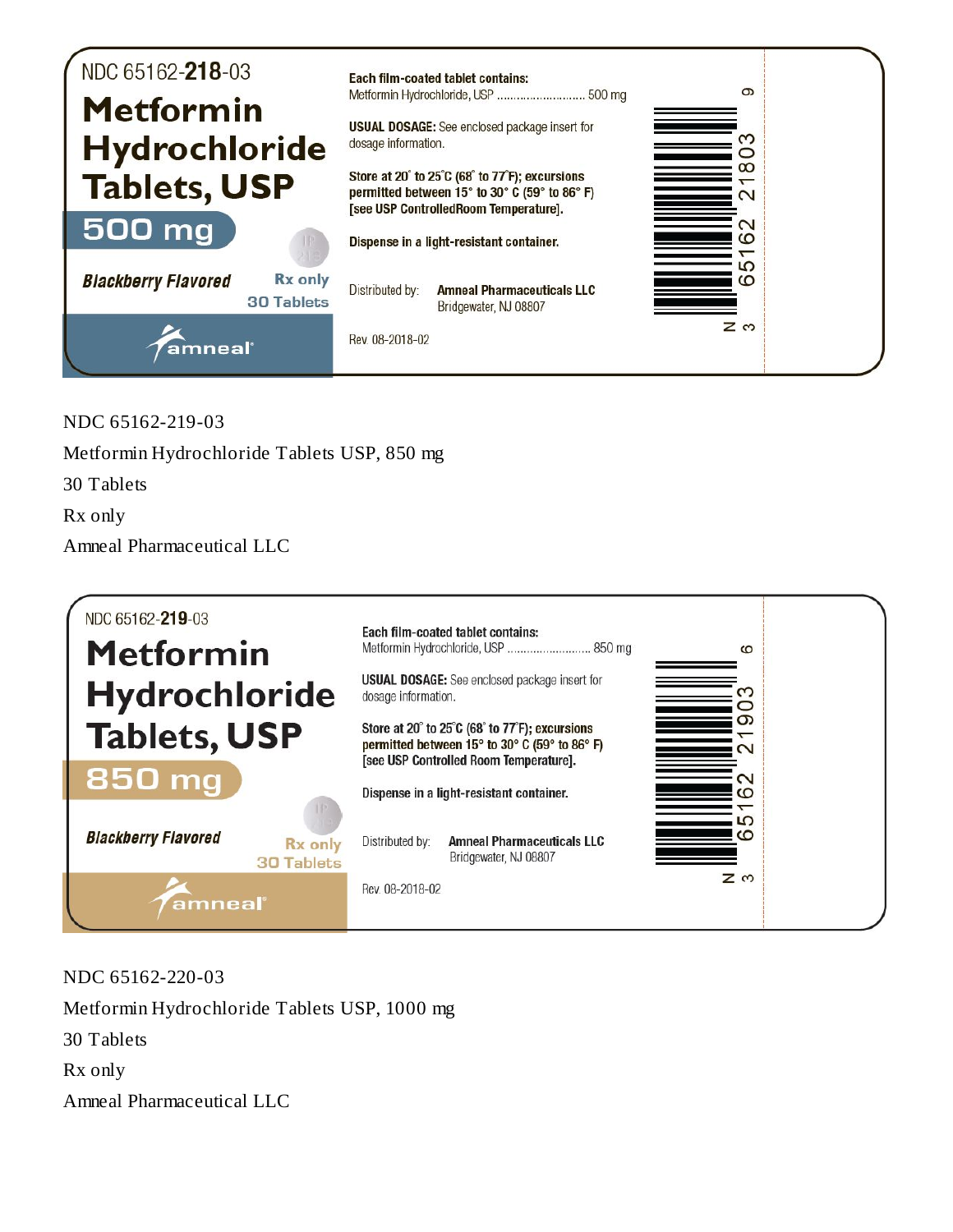NDC 65162-218-03

**Metformin Hydrochloride Tablets, USP**

**500 mg**

***Blackberry Flavored***

**Rx only**

**30 Tablets**

amneal

**Each film-coated tablet contains:**
Metformin Hydrochloride, USP .......................... 500 mg

**USUAL DOSAGE:** See enclosed package insert for dosage information.

**Store at 20° to 25°C (68° to 77°F); excursions permitted between 15° to 30° C (59° to 86° F) [see USP ControlledRoom Temperature].**

**Dispense in a light-resistant container.**

Distributed by: **Amneal Pharmaceuticals LLC**
Bridgewater, NJ 08807

Rev. 08-2018-02

N 3 65162 21803 9

NDC 65162-219-03

Metformin Hydrochloride Tablets USP, 850 mg

30 Tablets

Rx only

Amneal Pharmaceutical LLC

NDC 65162-219-03

**Metformin Hydrochloride Tablets, USP**

**850 mg**

***Blackberry Flavored***

**Rx only**

**30 Tablets**

amneal

**Each film-coated tablet contains:**
Metformin Hydrochloride, USP .......................... 850 mg

**USUAL DOSAGE:** See enclosed package insert for dosage information.

**Store at 20° to 25°C (68° to 77°F); excursions permitted between 15° to 30° C (59° to 86° F) [see USP Controlled Room Temperature].**

**Dispense in a light-resistant container.**

Distributed by: **Amneal Pharmaceuticals LLC**
Bridgewater, NJ 08807

Rev. 08-2018-02

N 3 65162 21903 6

NDC 65162-220-03

Metformin Hydrochloride Tablets USP, 1000 mg

30 Tablets

Rx only

Amneal Pharmaceutical LLC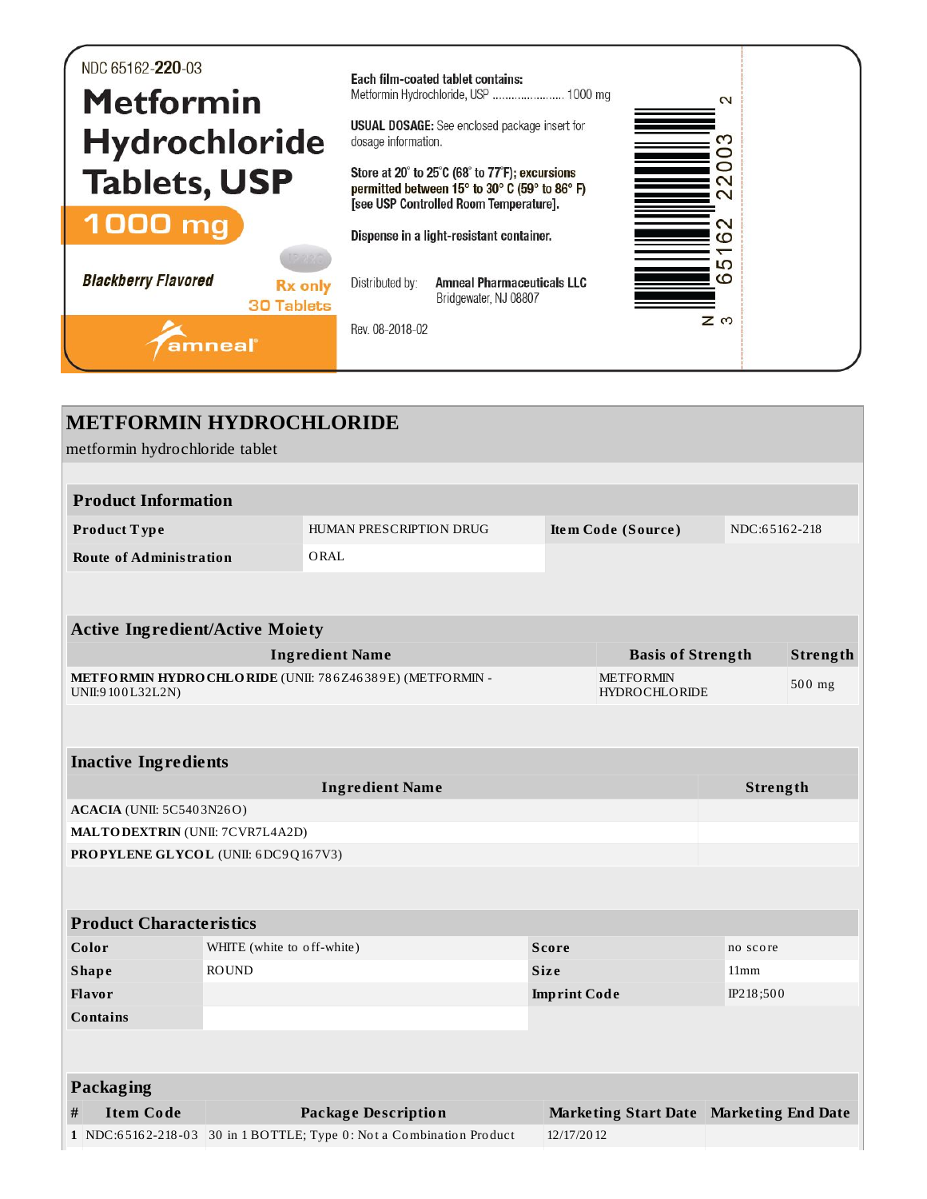NDC 65162-**220**-03

# Metformin Hydrochloride Tablets, USP

**1000 mg**

*Blackberry Flavored*

Rx only

30 Tablets

amneal®

**Each film-coated tablet contains:**
Metformin Hydrochloride, USP ...................... 1000 mg

**USUAL DOSAGE:** See enclosed package insert for dosage information.

**Store at 20° to 25°C (68° to 77°F); excursions permitted between 15° to 30° C (59° to 86° F) [see USP Controlled Room Temperature].**

**Dispense in a light-resistant container.**

Distributed by: **Amneal Pharmaceuticals LLC**
Bridgewater, NJ 08807

Rev. 08-2018-02

N 3 65162 22003 2

## METFORMIN HYDROCHLORIDE

metformin hydrochloride tablet

### Product Information

| | | | |
|---|---|---|---|
| **Product Type** | HUMAN PRESCRIPTION DRUG | **Item Code (Source)** | NDC:65162-218 |
| **Route of Administration** | ORAL | | |

### Active Ingredient/Active Moiety

| Ingredient Name | Basis of Strength | Strength |
|---|---|---|
| **METFORMIN HYDROCHLORIDE** (UNII: 786Z46389E) (METFORMIN - UNII:9100L32L2N) | METFORMIN HYDROCHLORIDE | 500 mg |

### Inactive Ingredients

| Ingredient Name | Strength |
|---|---|
| **ACACIA** (UNII: 5C5403N26O) | |
| **MALTODEXTRIN** (UNII: 7CVR7L4A2D) | |
| **PROPYLENE GLYCOL** (UNII: 6DC9Q167V3) | |

### Product Characteristics

| | | | |
|---|---|---|---|
| **Color** | WHITE (white to off-white) | **Score** | no score |
| **Shape** | ROUND | **Size** | 11mm |
| **Flavor** | | **Imprint Code** | IP218;500 |
| **Contains** | | | |

### Packaging

| # | Item Code | Package Description | Marketing Start Date | Marketing End Date |
|---|---|---|---|---|
| 1 | NDC:65162-218-03 | 30 in 1 BOTTLE; Type 0: Not a Combination Product | 12/17/2012 | |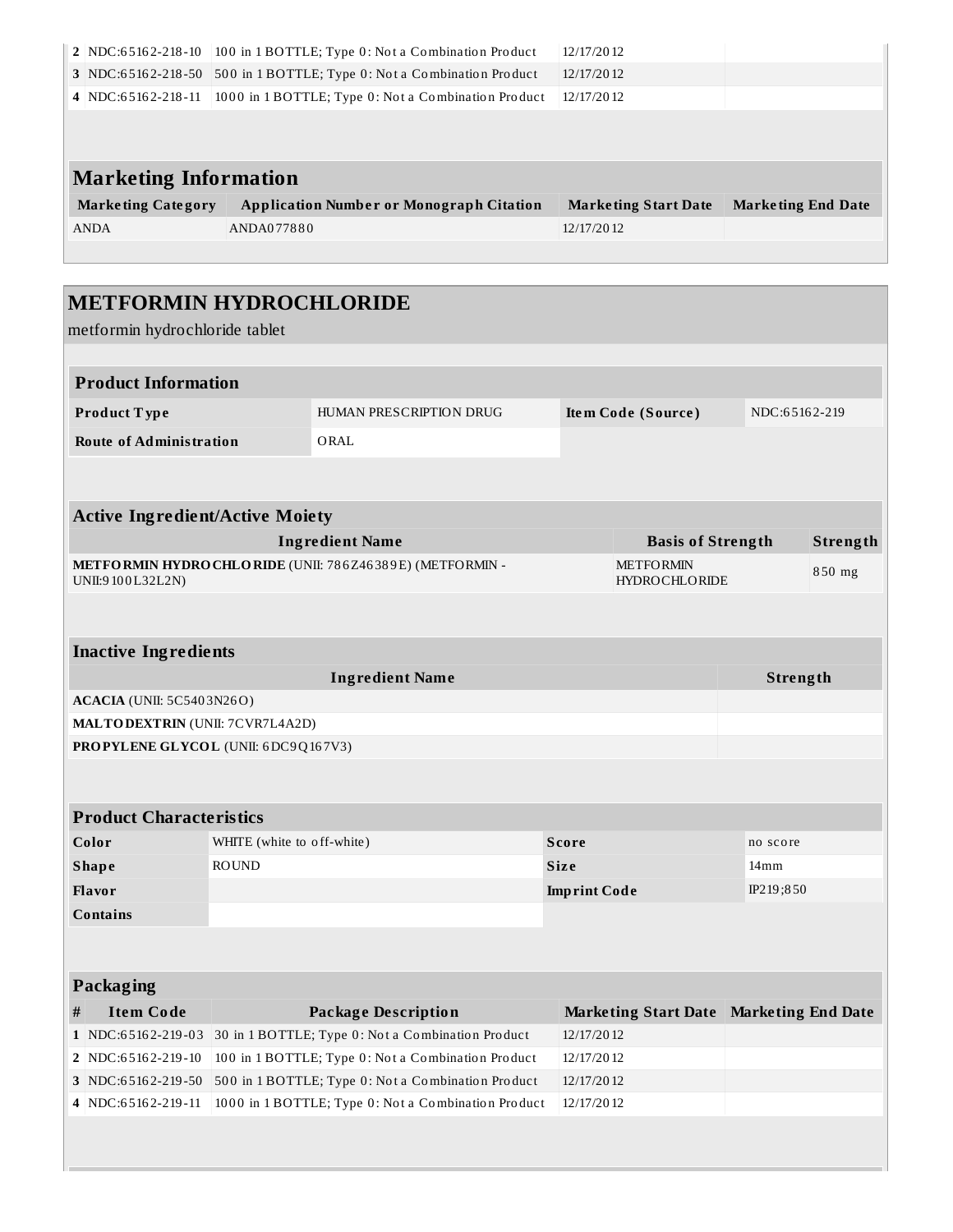| # | Item Code | Package Description | Marketing Start Date | Marketing End Date |
|---|---|---|---|---|
| 2 | NDC:65162-218-10 | 100 in 1 BOTTLE; Type 0: Not a Combination Product | 12/17/2012 | |
| 3 | NDC:65162-218-50 | 500 in 1 BOTTLE; Type 0: Not a Combination Product | 12/17/2012 | |
| 4 | NDC:65162-218-11 | 1000 in 1 BOTTLE; Type 0: Not a Combination Product | 12/17/2012 | |

## Marketing Information

| Marketing Category | Application Number or Monograph Citation | Marketing Start Date | Marketing End Date |
|---|---|---|---|
| ANDA | ANDA077880 | 12/17/2012 | |

# METFORMIN HYDROCHLORIDE

metformin hydrochloride tablet

## Product Information

| | | | |
|---|---|---|---|
| **Product Type** | HUMAN PRESCRIPTION DRUG | **Item Code (Source)** | NDC:65162-219 |
| **Route of Administration** | ORAL | | |

## Active Ingredient/Active Moiety

| Ingredient Name | Basis of Strength | Strength |
|---|---|---|
| **METFORMIN HYDROCHLORIDE** (UNII: 786Z46389E) (METFORMIN - UNII:9100L32L2N) | METFORMIN HYDROCHLORIDE | 850 mg |

## Inactive Ingredients

| Ingredient Name | Strength |
|---|---|
| **ACACIA** (UNII: 5C5403N26O) | |
| **MALTODEXTRIN** (UNII: 7CVR7L4A2D) | |
| **PROPYLENE GLYCOL** (UNII: 6DC9Q167V3) | |

## Product Characteristics

| | | | |
|---|---|---|---|
| **Color** | WHITE (white to off-white) | **Score** | no score |
| **Shape** | ROUND | **Size** | 14mm |
| **Flavor** | | **Imprint Code** | IP219;850 |
| **Contains** | | | |

## Packaging

| # | Item Code | Package Description | Marketing Start Date | Marketing End Date |
|---|---|---|---|---|
| 1 | NDC:65162-219-03 | 30 in 1 BOTTLE; Type 0: Not a Combination Product | 12/17/2012 | |
| 2 | NDC:65162-219-10 | 100 in 1 BOTTLE; Type 0: Not a Combination Product | 12/17/2012 | |
| 3 | NDC:65162-219-50 | 500 in 1 BOTTLE; Type 0: Not a Combination Product | 12/17/2012 | |
| 4 | NDC:65162-219-11 | 1000 in 1 BOTTLE; Type 0: Not a Combination Product | 12/17/2012 | |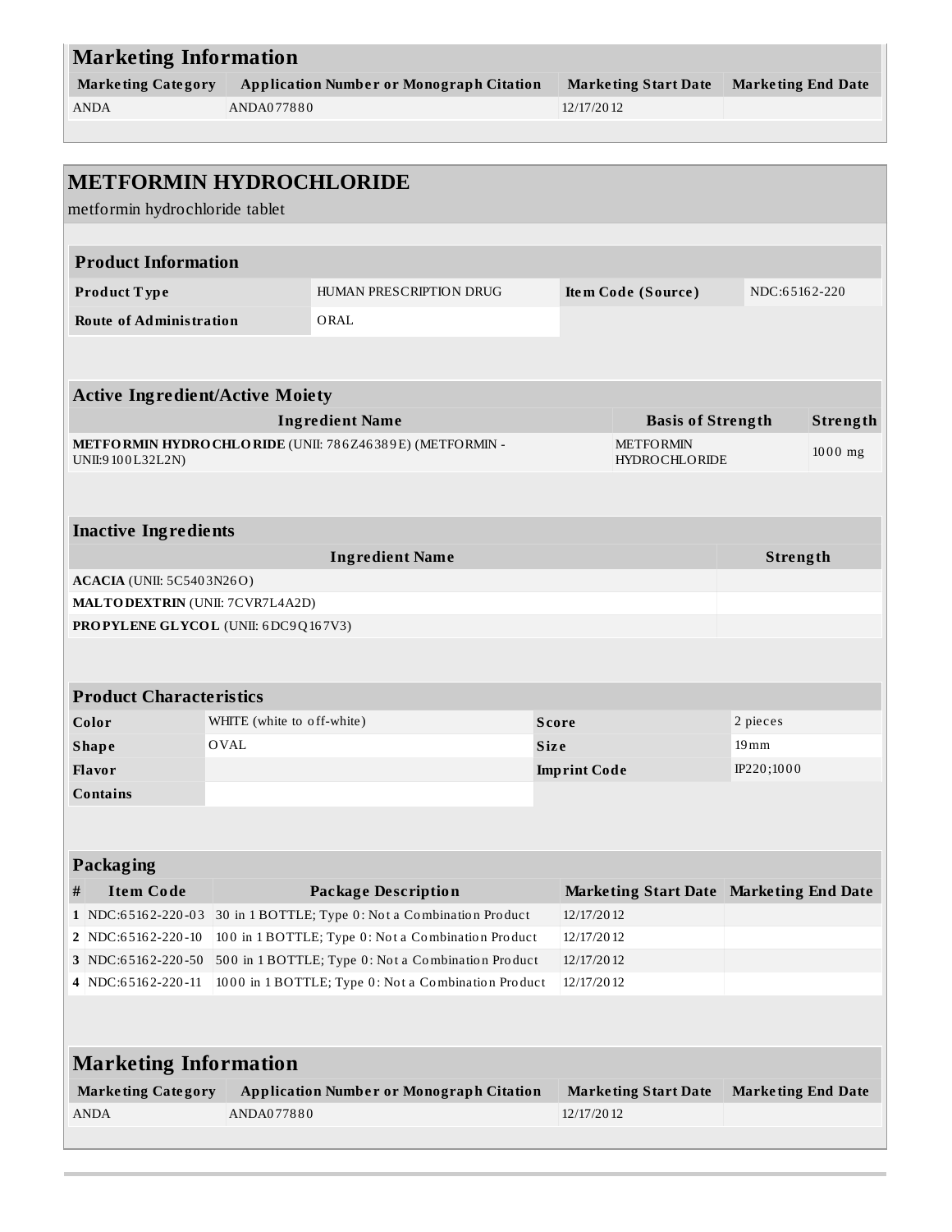## Marketing Information

| Marketing Category | Application Number or Monograph Citation | Marketing Start Date | Marketing End Date |
|---|---|---|---|
| ANDA | ANDA077880 | 12/17/2012 | |

## METFORMIN HYDROCHLORIDE

metformin hydrochloride tablet

### Product Information

| | | | |
|---|---|---|---|
| **Product Type** | HUMAN PRESCRIPTION DRUG | **Item Code (Source)** | NDC:65162-220 |
| **Route of Administration** | ORAL | | |

### Active Ingredient/Active Moiety

| Ingredient Name | Basis of Strength | Strength |
|---|---|---|
| **METFORMIN HYDROCHLORIDE** (UNII: 786Z46389E) (METFORMIN - UNII:9100L32L2N) | METFORMIN HYDROCHLORIDE | 1000 mg |

### Inactive Ingredients

| Ingredient Name | Strength |
|---|---|
| **ACACIA** (UNII: 5C5403N26O) | |
| **MALTODEXTRIN** (UNII: 7CVR7L4A2D) | |
| **PROPYLENE GLYCOL** (UNII: 6DC9Q167V3) | |

### Product Characteristics

| | | | |
|---|---|---|---|
| **Color** | WHITE (white to off-white) | **Score** | 2 pieces |
| **Shape** | OVAL | **Size** | 19mm |
| **Flavor** | | **Imprint Code** | IP220;1000 |
| **Contains** | | | |

### Packaging

| # | Item Code | Package Description | Marketing Start Date | Marketing End Date |
|---|---|---|---|---|
| 1 | NDC:65162-220-03 | 30 in 1 BOTTLE; Type 0: Not a Combination Product | 12/17/2012 | |
| 2 | NDC:65162-220-10 | 100 in 1 BOTTLE; Type 0: Not a Combination Product | 12/17/2012 | |
| 3 | NDC:65162-220-50 | 500 in 1 BOTTLE; Type 0: Not a Combination Product | 12/17/2012 | |
| 4 | NDC:65162-220-11 | 1000 in 1 BOTTLE; Type 0: Not a Combination Product | 12/17/2012 | |

## Marketing Information

| Marketing Category | Application Number or Monograph Citation | Marketing Start Date | Marketing End Date |
|---|---|---|---|
| ANDA | ANDA077880 | 12/17/2012 | |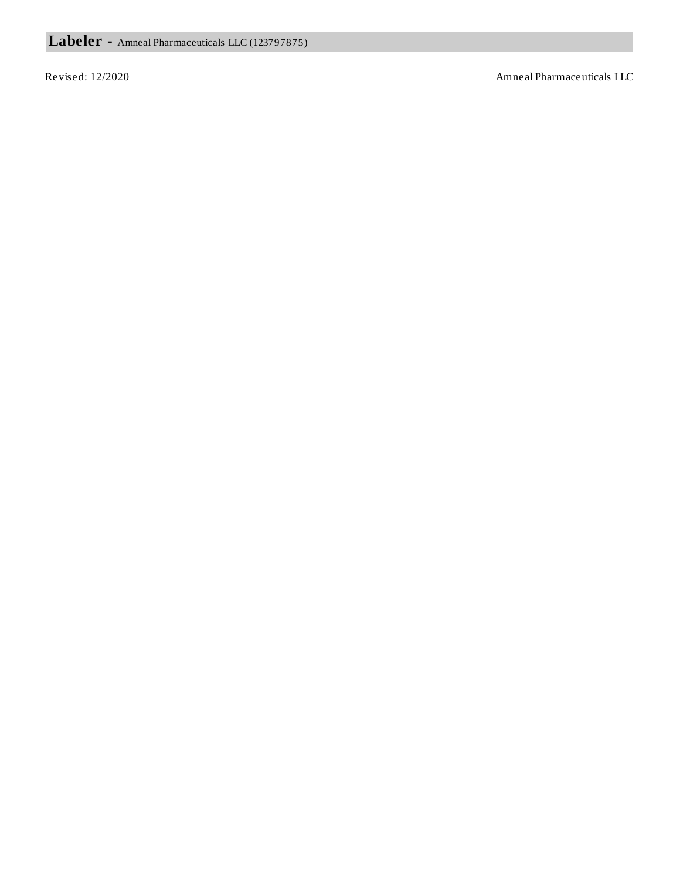**Labeler -** Amneal Pharmaceuticals LLC (123797875)

Revised: 12/2020

Amneal Pharmaceuticals LLC